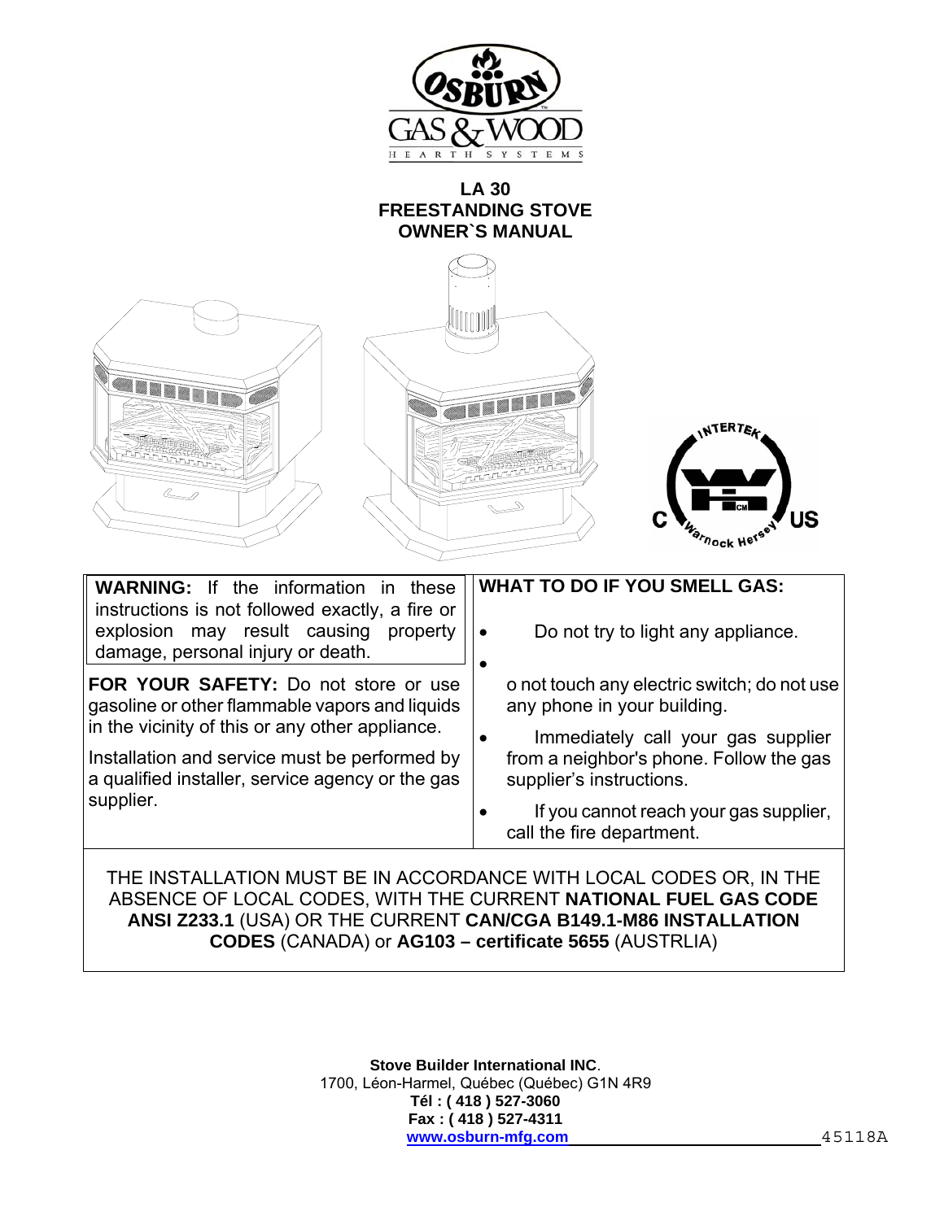OSBURN

GAS & WOOD

HEARTH SYSTEMS

# LA 30
# FREESTANDING STOVE
# OWNER`S MANUAL

**WARNING:** If the information in these instructions is not followed exactly, a fire or explosion may result causing property damage, personal injury or death.

**FOR YOUR SAFETY:** Do not store or use gasoline or other flammable vapors and liquids in the vicinity of this or any other appliance.

Installation and service must be performed by a qualified installer, service agency or the gas supplier.

**WHAT TO DO IF YOU SMELL GAS:**

- Do not try to light any appliance.
- o not touch any electric switch; do not use any phone in your building.
- Immediately call your gas supplier from a neighbor's phone. Follow the gas supplier's instructions.
- If you cannot reach your gas supplier, call the fire department.

THE INSTALLATION MUST BE IN ACCORDANCE WITH LOCAL CODES OR, IN THE ABSENCE OF LOCAL CODES, WITH THE CURRENT **NATIONAL FUEL GAS CODE ANSI Z233.1** (USA) OR THE CURRENT **CAN/CGA B149.1-M86 INSTALLATION CODES** (CANADA) or **AG103 – certificate 5655** (AUSTRLIA)

**Stove Builder International INC**.
1700, Léon-Harmel, Québec (Québec) G1N 4R9
**Tél : ( 418 ) 527-3060**
**Fax : ( 418 ) 527-4311**
**www.osburn-mfg.com**

45118A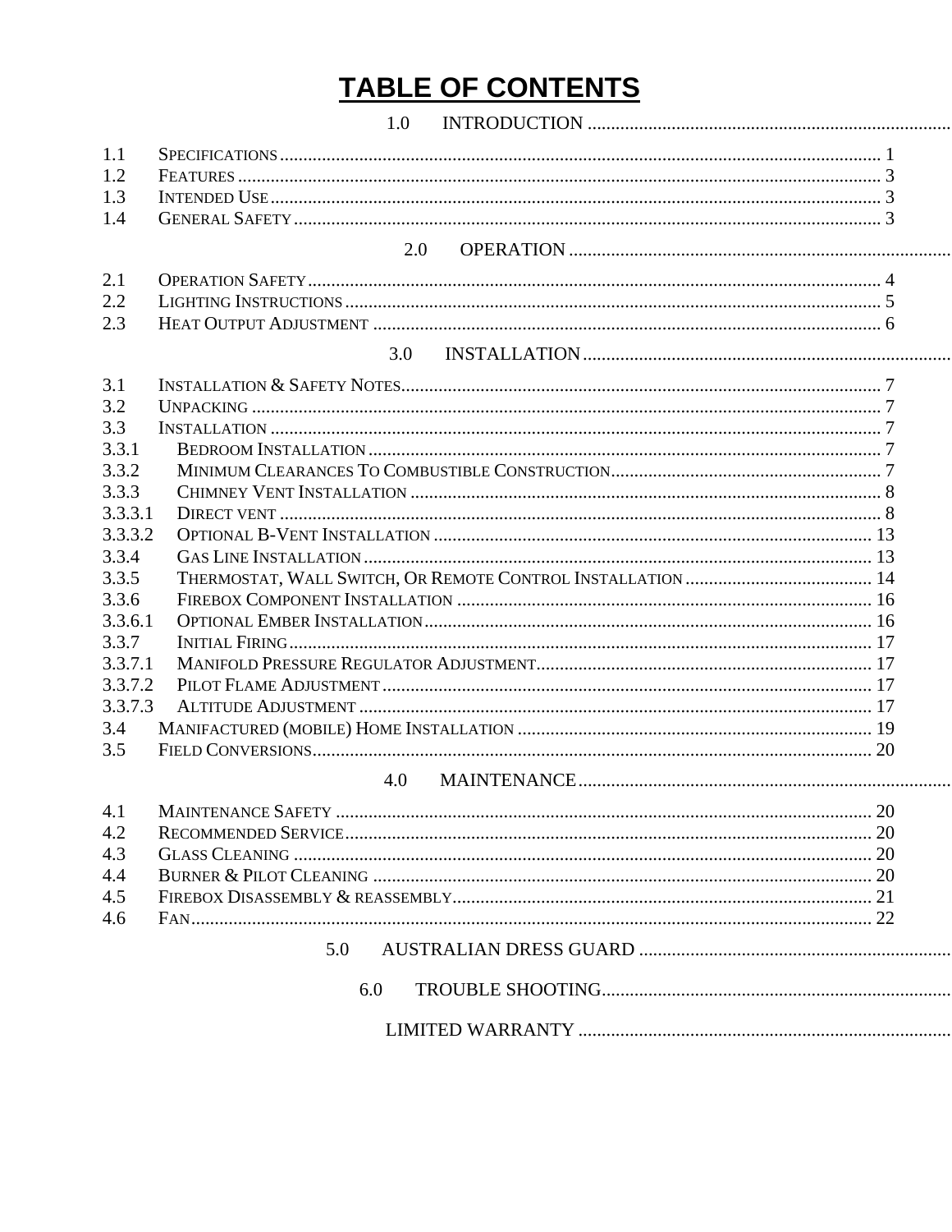# TABLE OF CONTENTS

1.0 INTRODUCTION

| | | |
|---|---|---|
| 1.1 | SPECIFICATIONS | 1 |
| 1.2 | FEATURES | 3 |
| 1.3 | INTENDED USE | 3 |
| 1.4 | GENERAL SAFETY | 3 |

2.0 OPERATION

| | | |
|---|---|---|
| 2.1 | OPERATION SAFETY | 4 |
| 2.2 | LIGHTING INSTRUCTIONS | 5 |
| 2.3 | HEAT OUTPUT ADJUSTMENT | 6 |

3.0 INSTALLATION

| | | |
|---|---|---|
| 3.1 | INSTALLATION & SAFETY NOTES | 7 |
| 3.2 | UNPACKING | 7 |
| 3.3 | INSTALLATION | 7 |
| 3.3.1 | BEDROOM INSTALLATION | 7 |
| 3.3.2 | MINIMUM CLEARANCES TO COMBUSTIBLE CONSTRUCTION | 7 |
| 3.3.3 | CHIMNEY VENT INSTALLATION | 8 |
| 3.3.3.1 | DIRECT VENT | 8 |
| 3.3.3.2 | OPTIONAL B-VENT INSTALLATION | 13 |
| 3.3.4 | GAS LINE INSTALLATION | 13 |
| 3.3.5 | THERMOSTAT, WALL SWITCH, OR REMOTE CONTROL INSTALLATION | 14 |
| 3.3.6 | FIREBOX COMPONENT INSTALLATION | 16 |
| 3.3.6.1 | OPTIONAL EMBER INSTALLATION | 16 |
| 3.3.7 | INITIAL FIRING | 17 |
| 3.3.7.1 | MANIFOLD PRESSURE REGULATOR ADJUSTMENT | 17 |
| 3.3.7.2 | PILOT FLAME ADJUSTMENT | 17 |
| 3.3.7.3 | ALTITUDE ADJUSTMENT | 17 |
| 3.4 | MANIFACTURED (MOBILE) HOME INSTALLATION | 19 |
| 3.5 | FIELD CONVERSIONS | 20 |

4.0 MAINTENANCE

| | | |
|---|---|---|
| 4.1 | MAINTENANCE SAFETY | 20 |
| 4.2 | RECOMMENDED SERVICE | 20 |
| 4.3 | GLASS CLEANING | 20 |
| 4.4 | BURNER & PILOT CLEANING | 20 |
| 4.5 | FIREBOX DISASSEMBLY & REASSEMBLY | 21 |
| 4.6 | FAN | 22 |

5.0 AUSTRALIAN DRESS GUARD

6.0 TROUBLE SHOOTING

LIMITED WARRANTY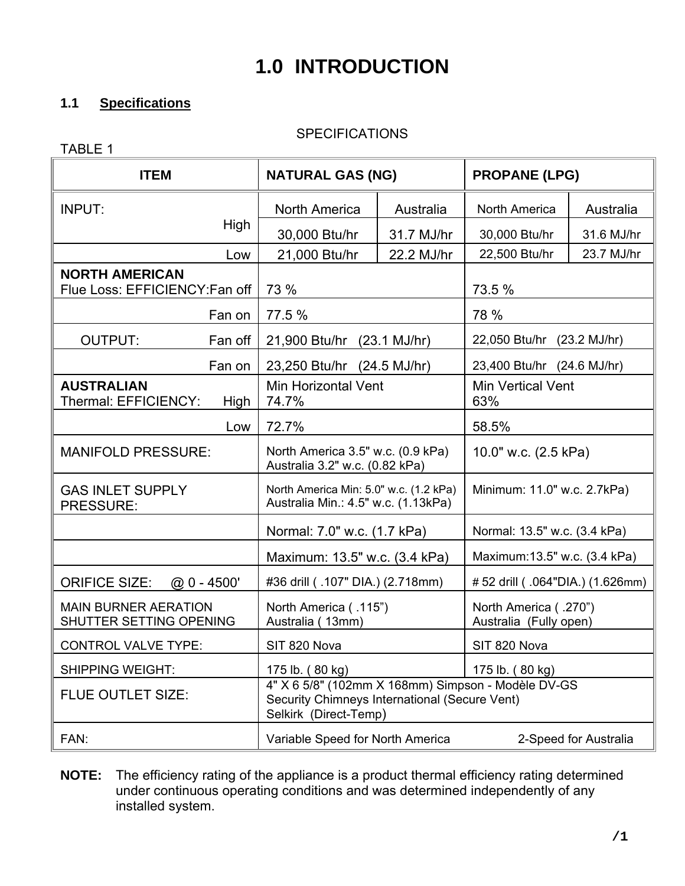# 1.0 INTRODUCTION

## 1.1 Specifications

SPECIFICATIONS

TABLE 1

| ITEM | NATURAL GAS (NG) | | PROPANE (LPG) | |
|---|---|---|---|---|
| INPUT: | North America | Australia | North America | Australia |
| High | 30,000 Btu/hr | 31.7 MJ/hr | 30,000 Btu/hr | 31.6 MJ/hr |
| Low | 21,000 Btu/hr | 22.2 MJ/hr | 22,500 Btu/hr | 23.7 MJ/hr |
| **NORTH AMERICAN** Flue Loss: EFFICIENCY: Fan off | 73 % | | 73.5 % | |
| Fan on | 77.5 % | | 78 % | |
| OUTPUT: Fan off | 21,900 Btu/hr (23.1 MJ/hr) | | 22,050 Btu/hr (23.2 MJ/hr) | |
| Fan on | 23,250 Btu/hr (24.5 MJ/hr) | | 23,400 Btu/hr (24.6 MJ/hr) | |
| **AUSTRALIAN** Thermal: EFFICIENCY: High | Min Horizontal Vent 74.7% | | Min Vertical Vent 63% | |
| Low | 72.7% | | 58.5% | |
| MANIFOLD PRESSURE: | North America 3.5" w.c. (0.9 kPa) Australia 3.2" w.c. (0.82 kPa) | | 10.0" w.c. (2.5 kPa) | |
| GAS INLET SUPPLY PRESSURE: | North America Min: 5.0" w.c. (1.2 kPa) Australia Min.: 4.5" w.c. (1.13kPa) | | Minimum: 11.0" w.c. 2.7kPa) | |
| | Normal: 7.0" w.c. (1.7 kPa) | | Normal: 13.5" w.c. (3.4 kPa) | |
| | Maximum: 13.5" w.c. (3.4 kPa) | | Maximum:13.5" w.c. (3.4 kPa) | |
| ORIFICE SIZE: @ 0 - 4500' | #36 drill ( .107" DIA.) (2.718mm) | | # 52 drill ( .064"DIA.) (1.626mm) | |
| MAIN BURNER AERATION SHUTTER SETTING OPENING | North America ( .115") Australia ( 13mm) | | North America ( .270") Australia (Fully open) | |
| CONTROL VALVE TYPE: | SIT 820 Nova | | SIT 820 Nova | |
| SHIPPING WEIGHT: | 175 lb. ( 80 kg) | | 175 lb. ( 80 kg) | |
| FLUE OUTLET SIZE: | 4" X 6 5/8" (102mm X 168mm) Simpson - Modèle DV-GS Security Chimneys International (Secure Vent) Selkirk (Direct-Temp) | | | |
| FAN: | Variable Speed for North America | | 2-Speed for Australia | |

**NOTE:** The efficiency rating of the appliance is a product thermal efficiency rating determined under continuous operating conditions and was determined independently of any installed system.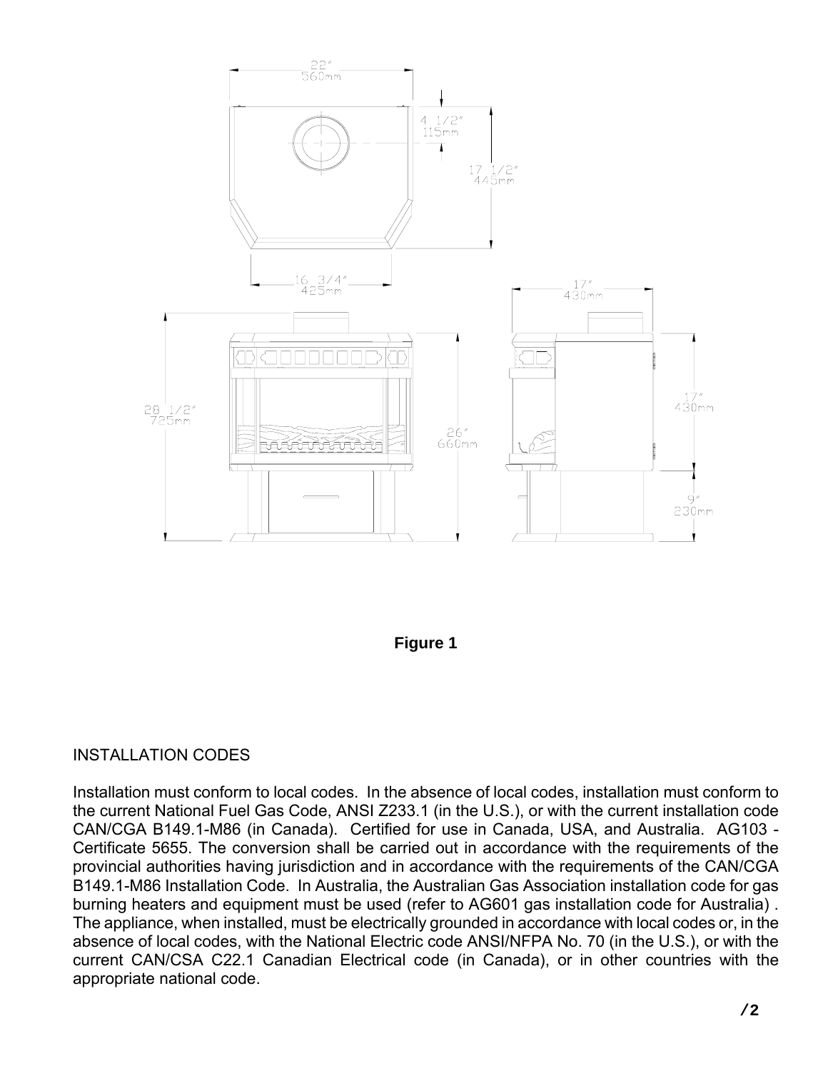Figure 1

INSTALLATION CODES

Installation must conform to local codes. In the absence of local codes, installation must conform to the current National Fuel Gas Code, ANSI Z233.1 (in the U.S.), or with the current installation code CAN/CGA B149.1-M86 (in Canada). Certified for use in Canada, USA, and Australia. AG103 - Certificate 5655. The conversion shall be carried out in accordance with the requirements of the provincial authorities having jurisdiction and in accordance with the requirements of the CAN/CGA B149.1-M86 Installation Code. In Australia, the Australian Gas Association installation code for gas burning heaters and equipment must be used (refer to AG601 gas installation code for Australia) . The appliance, when installed, must be electrically grounded in accordance with local codes or, in the absence of local codes, with the National Electric code ANSI/NFPA No. 70 (in the U.S.), or with the current CAN/CSA C22.1 Canadian Electrical code (in Canada), or in other countries with the appropriate national code.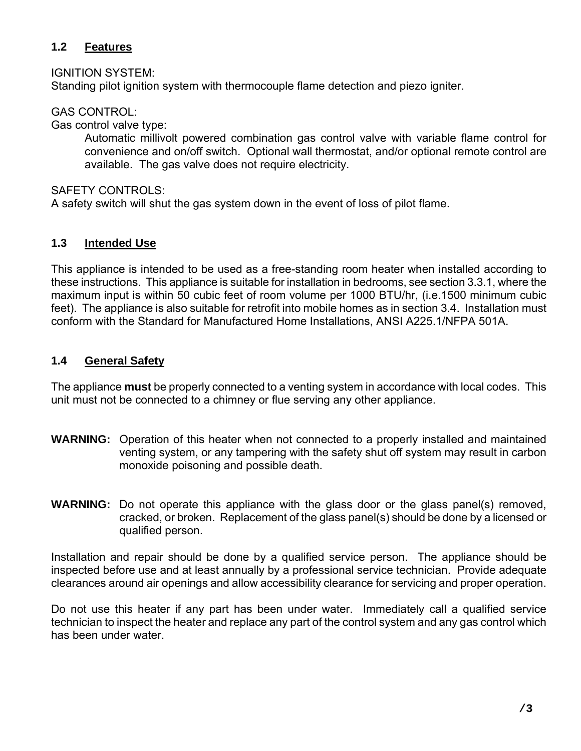### 1.2 Features

IGNITION SYSTEM:
Standing pilot ignition system with thermocouple flame detection and piezo igniter.

GAS CONTROL:
Gas control valve type:

Automatic millivolt powered combination gas control valve with variable flame control for convenience and on/off switch. Optional wall thermostat, and/or optional remote control are available. The gas valve does not require electricity.

SAFETY CONTROLS:
A safety switch will shut the gas system down in the event of loss of pilot flame.

### 1.3 Intended Use

This appliance is intended to be used as a free-standing room heater when installed according to these instructions. This appliance is suitable for installation in bedrooms, see section 3.3.1, where the maximum input is within 50 cubic feet of room volume per 1000 BTU/hr, (i.e.1500 minimum cubic feet). The appliance is also suitable for retrofit into mobile homes as in section 3.4. Installation must conform with the Standard for Manufactured Home Installations, ANSI A225.1/NFPA 501A.

### 1.4 General Safety

The appliance **must** be properly connected to a venting system in accordance with local codes. This unit must not be connected to a chimney or flue serving any other appliance.

**WARNING:** Operation of this heater when not connected to a properly installed and maintained venting system, or any tampering with the safety shut off system may result in carbon monoxide poisoning and possible death.

**WARNING:** Do not operate this appliance with the glass door or the glass panel(s) removed, cracked, or broken. Replacement of the glass panel(s) should be done by a licensed or qualified person.

Installation and repair should be done by a qualified service person. The appliance should be inspected before use and at least annually by a professional service technician. Provide adequate clearances around air openings and allow accessibility clearance for servicing and proper operation.

Do not use this heater if any part has been under water. Immediately call a qualified service technician to inspect the heater and replace any part of the control system and any gas control which has been under water.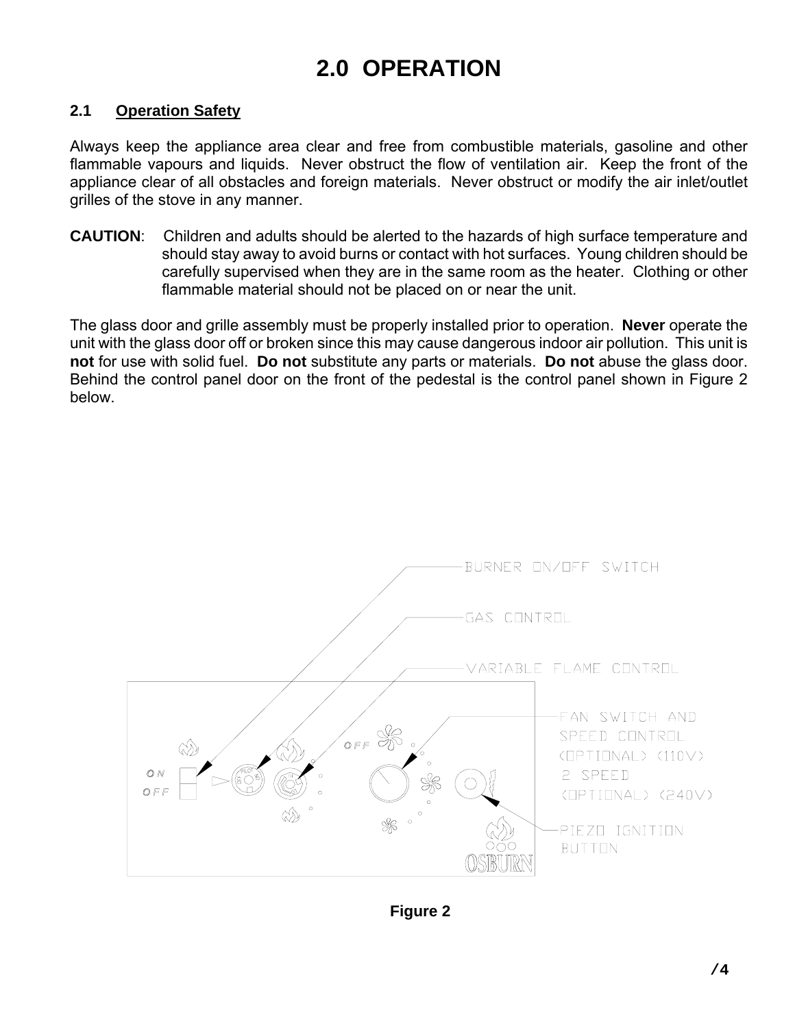# 2.0 OPERATION

## 2.1 Operation Safety

Always keep the appliance area clear and free from combustible materials, gasoline and other flammable vapours and liquids. Never obstruct the flow of ventilation air. Keep the front of the appliance clear of all obstacles and foreign materials. Never obstruct or modify the air inlet/outlet grilles of the stove in any manner.

**CAUTION**: Children and adults should be alerted to the hazards of high surface temperature and should stay away to avoid burns or contact with hot surfaces. Young children should be carefully supervised when they are in the same room as the heater. Clothing or other flammable material should not be placed on or near the unit.

The glass door and grille assembly must be properly installed prior to operation. **Never** operate the unit with the glass door off or broken since this may cause dangerous indoor air pollution. This unit is **not** for use with solid fuel. **Do not** substitute any parts or materials. **Do not** abuse the glass door. Behind the control panel door on the front of the pedestal is the control panel shown in Figure 2 below.

BURNER ON/OFF SWITCH

GAS CONTROL

VARIABLE FLAME CONTROL

FAN SWITCH AND SPEED CONTROL (OPTIONAL) (110V) 2 SPEED (OPTIONAL) (240V)

PIEZO IGNITION BUTTON

ON

OFF

OFF

OSBURN

**Figure 2**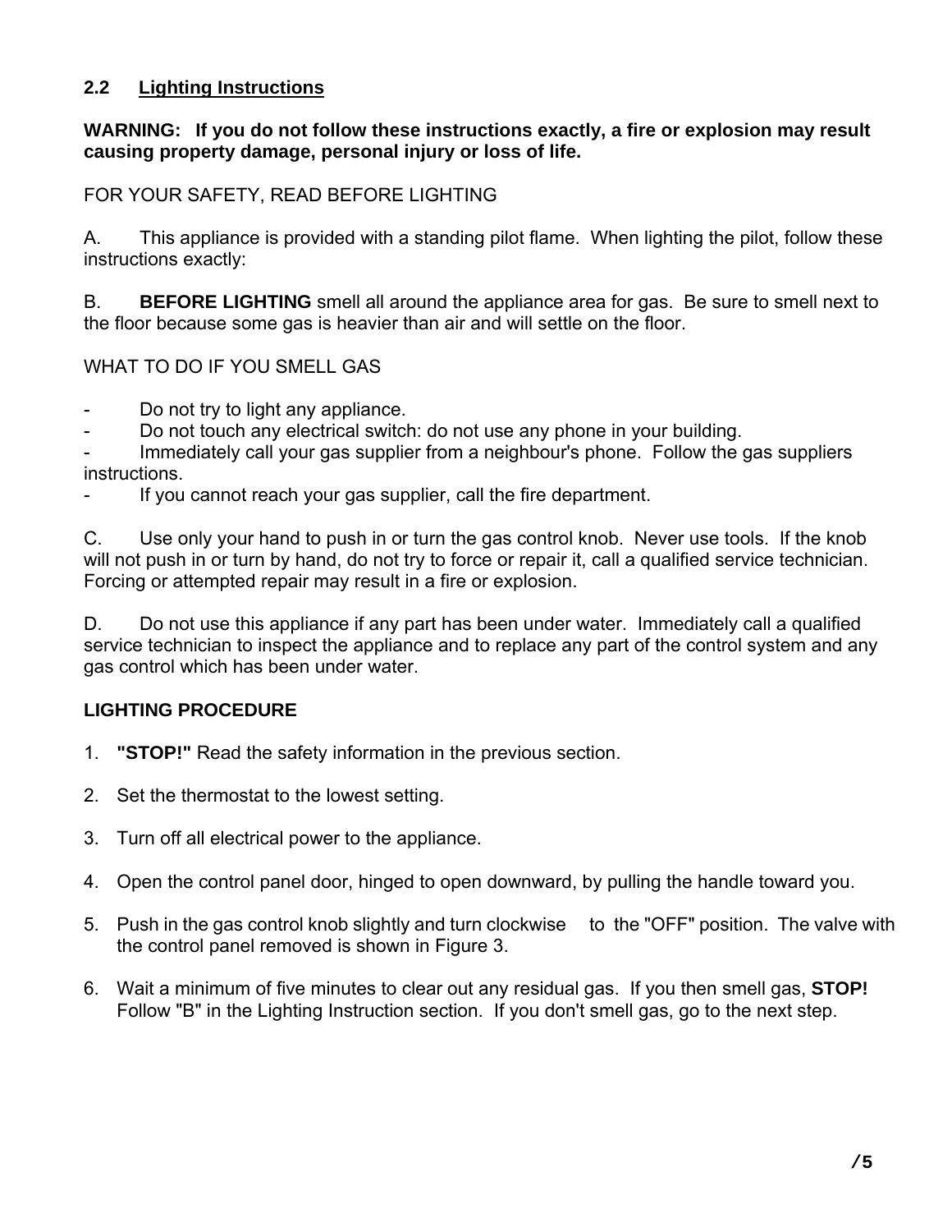## 2.2 Lighting Instructions

**WARNING: If you do not follow these instructions exactly, a fire or explosion may result causing property damage, personal injury or loss of life.**

FOR YOUR SAFETY, READ BEFORE LIGHTING

A. This appliance is provided with a standing pilot flame. When lighting the pilot, follow these instructions exactly:

B. **BEFORE LIGHTING** smell all around the appliance area for gas. Be sure to smell next to the floor because some gas is heavier than air and will settle on the floor.

WHAT TO DO IF YOU SMELL GAS

- Do not try to light any appliance.
- Do not touch any electrical switch: do not use any phone in your building.
- Immediately call your gas supplier from a neighbour's phone. Follow the gas suppliers instructions.
- If you cannot reach your gas supplier, call the fire department.

C. Use only your hand to push in or turn the gas control knob. Never use tools. If the knob will not push in or turn by hand, do not try to force or repair it, call a qualified service technician. Forcing or attempted repair may result in a fire or explosion.

D. Do not use this appliance if any part has been under water. Immediately call a qualified service technician to inspect the appliance and to replace any part of the control system and any gas control which has been under water.

**LIGHTING PROCEDURE**

1. **"STOP!"** Read the safety information in the previous section.
2. Set the thermostat to the lowest setting.
3. Turn off all electrical power to the appliance.
4. Open the control panel door, hinged to open downward, by pulling the handle toward you.
5. Push in the gas control knob slightly and turn clockwise to the "OFF" position. The valve with the control panel removed is shown in Figure 3.
6. Wait a minimum of five minutes to clear out any residual gas. If you then smell gas, **STOP!** Follow "B" in the Lighting Instruction section. If you don't smell gas, go to the next step.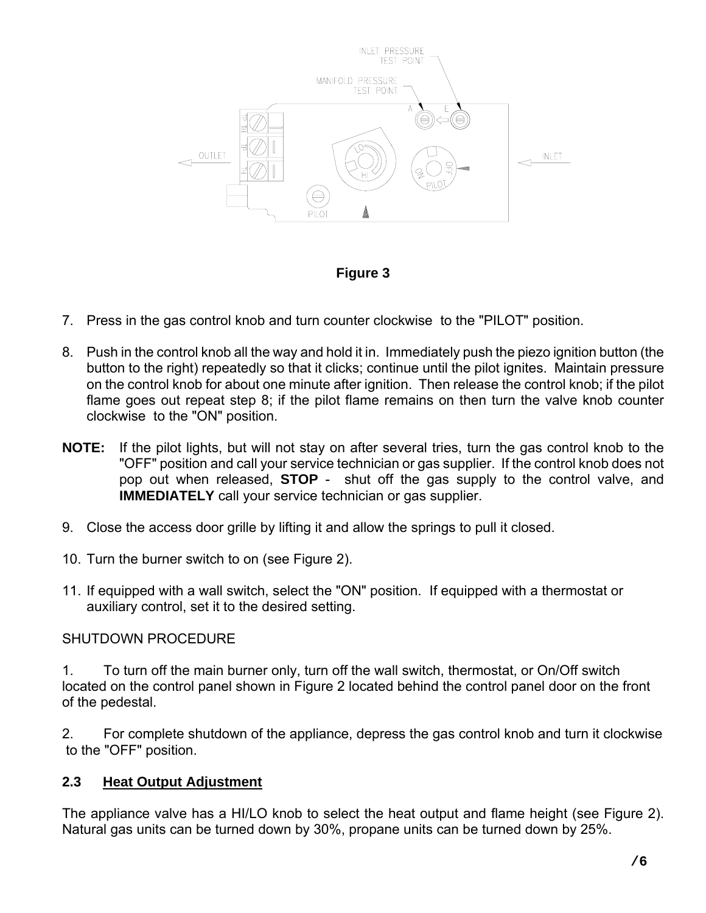Figure 3

7. Press in the gas control knob and turn counter clockwise to the "PILOT" position.

8. Push in the control knob all the way and hold it in. Immediately push the piezo ignition button (the button to the right) repeatedly so that it clicks; continue until the pilot ignites. Maintain pressure on the control knob for about one minute after ignition. Then release the control knob; if the pilot flame goes out repeat step 8; if the pilot flame remains on then turn the valve knob counter clockwise to the "ON" position.

**NOTE:** If the pilot lights, but will not stay on after several tries, turn the gas control knob to the "OFF" position and call your service technician or gas supplier. If the control knob does not pop out when released, **STOP** - shut off the gas supply to the control valve, and **IMMEDIATELY** call your service technician or gas supplier.

9. Close the access door grille by lifting it and allow the springs to pull it closed.

10. Turn the burner switch to on (see Figure 2).

11. If equipped with a wall switch, select the "ON" position. If equipped with a thermostat or auxiliary control, set it to the desired setting.

SHUTDOWN PROCEDURE

1. To turn off the main burner only, turn off the wall switch, thermostat, or On/Off switch located on the control panel shown in Figure 2 located behind the control panel door on the front of the pedestal.

2. For complete shutdown of the appliance, depress the gas control knob and turn it clockwise to the "OFF" position.

## 2.3 Heat Output Adjustment

The appliance valve has a HI/LO knob to select the heat output and flame height (see Figure 2). Natural gas units can be turned down by 30%, propane units can be turned down by 25%.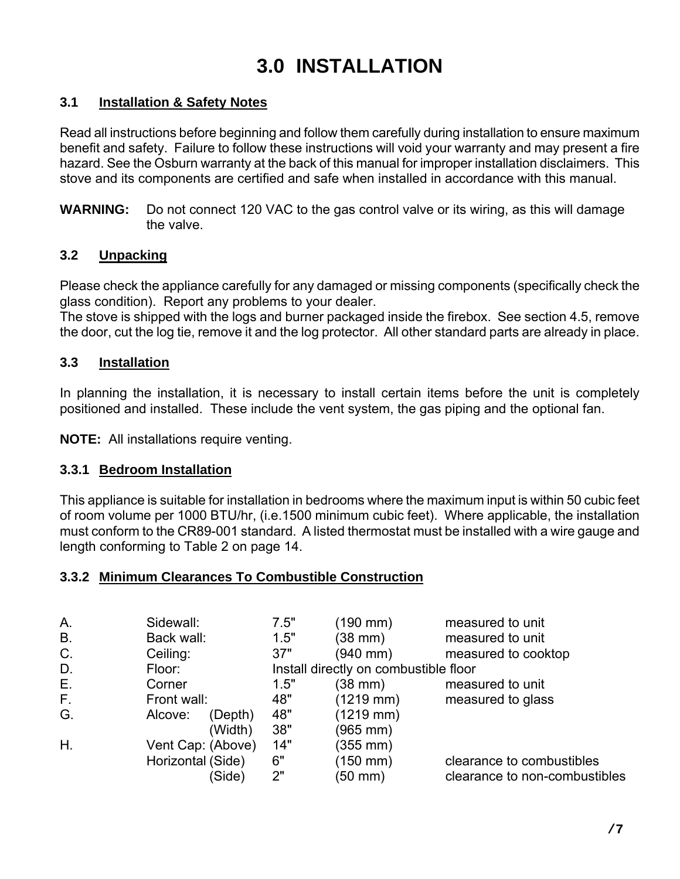# 3.0 INSTALLATION

## 3.1 Installation & Safety Notes

Read all instructions before beginning and follow them carefully during installation to ensure maximum benefit and safety. Failure to follow these instructions will void your warranty and may present a fire hazard. See the Osburn warranty at the back of this manual for improper installation disclaimers. This stove and its components are certified and safe when installed in accordance with this manual.

**WARNING:** Do not connect 120 VAC to the gas control valve or its wiring, as this will damage the valve.

## 3.2 Unpacking

Please check the appliance carefully for any damaged or missing components (specifically check the glass condition). Report any problems to your dealer.
The stove is shipped with the logs and burner packaged inside the firebox. See section 4.5, remove the door, cut the log tie, remove it and the log protector. All other standard parts are already in place.

## 3.3 Installation

In planning the installation, it is necessary to install certain items before the unit is completely positioned and installed. These include the vent system, the gas piping and the optional fan.

**NOTE:** All installations require venting.

### 3.3.1 Bedroom Installation

This appliance is suitable for installation in bedrooms where the maximum input is within 50 cubic feet of room volume per 1000 BTU/hr, (i.e.1500 minimum cubic feet). Where applicable, the installation must conform to the CR89-001 standard. A listed thermostat must be installed with a wire gauge and length conforming to Table 2 on page 14.

### 3.3.2 Minimum Clearances To Combustible Construction

| | | | | | |
|---|---|---|---|---|---|
| A. | Sidewall: | | 7.5" | (190 mm) | measured to unit |
| B. | Back wall: | | 1.5" | (38 mm) | measured to unit |
| C. | Ceiling: | | 37" | (940 mm) | measured to cooktop |
| D. | Floor: | | Install directly on combustible floor | | |
| E. | Corner | | 1.5" | (38 mm) | measured to unit |
| F. | Front wall: | | 48" | (1219 mm) | measured to glass |
| G. | Alcove: | (Depth) | 48" | (1219 mm) | |
| | | (Width) | 38" | (965 mm) | |
| H. | Vent Cap: | (Above) | 14" | (355 mm) | |
| | Horizontal | (Side) | 6" | (150 mm) | clearance to combustibles |
| | | (Side) | 2" | (50 mm) | clearance to non-combustibles |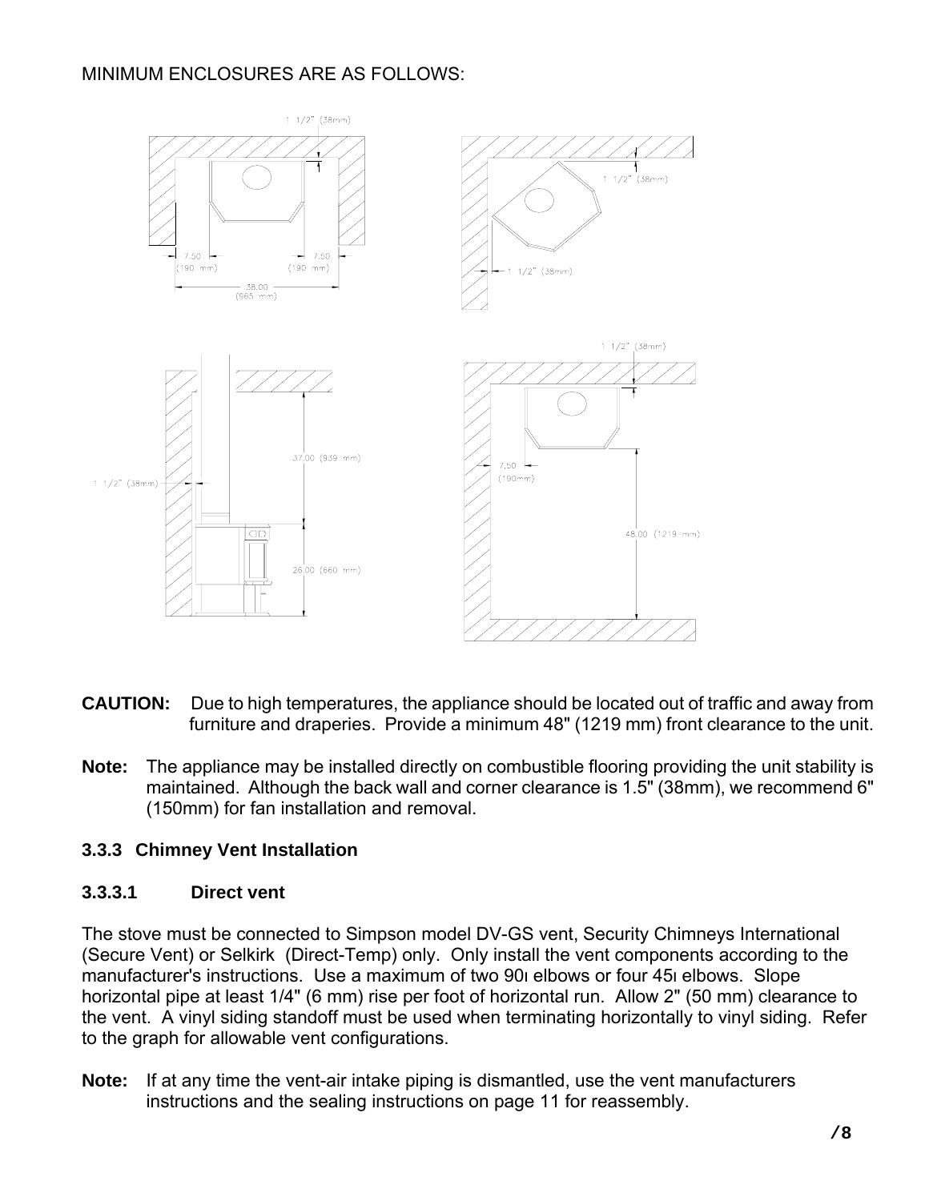MINIMUM ENCLOSURES ARE AS FOLLOWS:

**CAUTION:** Due to high temperatures, the appliance should be located out of traffic and away from furniture and draperies. Provide a minimum 48" (1219 mm) front clearance to the unit.

**Note:** The appliance may be installed directly on combustible flooring providing the unit stability is maintained. Although the back wall and corner clearance is 1.5" (38mm), we recommend 6" (150mm) for fan installation and removal.

### 3.3.3 Chimney Vent Installation

#### 3.3.3.1 Direct vent

The stove must be connected to Simpson model DV-GS vent, Security Chimneys International (Secure Vent) or Selkirk (Direct-Temp) only. Only install the vent components according to the manufacturer's instructions. Use a maximum of two 90ı elbows or four 45ı elbows. Slope horizontal pipe at least 1/4" (6 mm) rise per foot of horizontal run. Allow 2" (50 mm) clearance to the vent. A vinyl siding standoff must be used when terminating horizontally to vinyl siding. Refer to the graph for allowable vent configurations.

**Note:** If at any time the vent-air intake piping is dismantled, use the vent manufacturers instructions and the sealing instructions on page 11 for reassembly.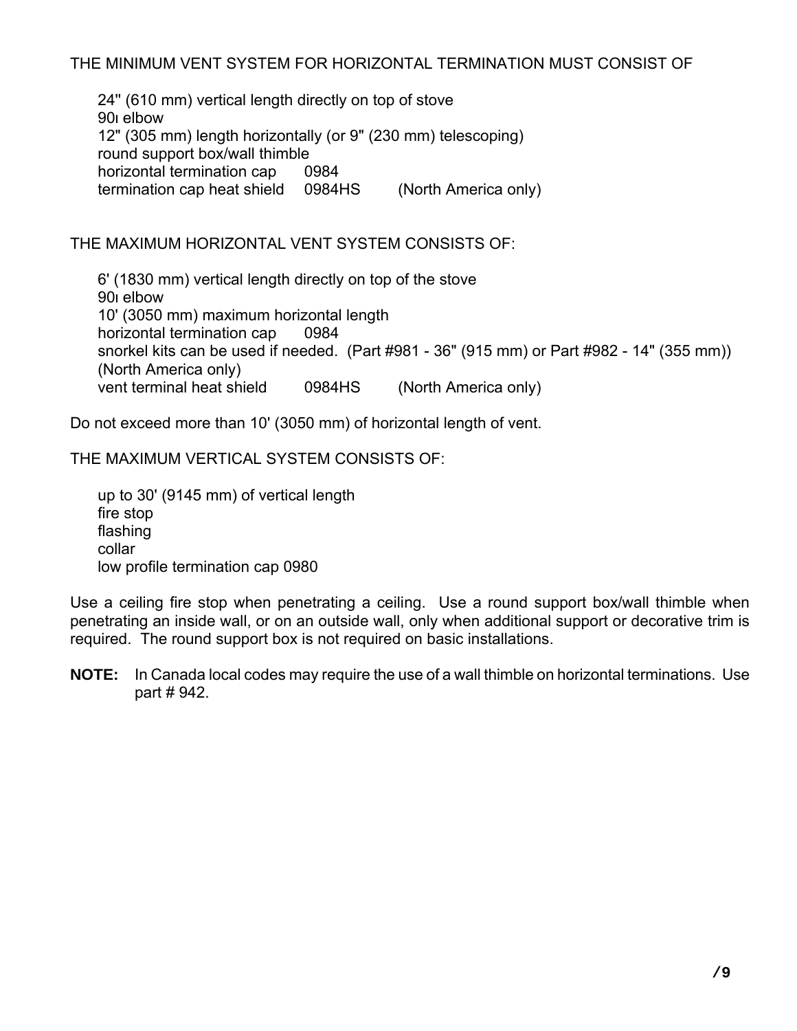THE MINIMUM VENT SYSTEM FOR HORIZONTAL TERMINATION MUST CONSIST OF

24" (610 mm) vertical length directly on top of stove
90ı elbow
12" (305 mm) length horizontally (or 9" (230 mm) telescoping)
round support box/wall thimble
horizontal termination cap 0984
termination cap heat shield 0984HS (North America only)

THE MAXIMUM HORIZONTAL VENT SYSTEM CONSISTS OF:

6' (1830 mm) vertical length directly on top of the stove
90ı elbow
10' (3050 mm) maximum horizontal length
horizontal termination cap 0984
snorkel kits can be used if needed. (Part #981 - 36" (915 mm) or Part #982 - 14" (355 mm)) (North America only)
vent terminal heat shield 0984HS (North America only)

Do not exceed more than 10' (3050 mm) of horizontal length of vent.

THE MAXIMUM VERTICAL SYSTEM CONSISTS OF:

up to 30' (9145 mm) of vertical length
fire stop
flashing
collar
low profile termination cap 0980

Use a ceiling fire stop when penetrating a ceiling. Use a round support box/wall thimble when penetrating an inside wall, or on an outside wall, only when additional support or decorative trim is required. The round support box is not required on basic installations.

**NOTE:** In Canada local codes may require the use of a wall thimble on horizontal terminations. Use part # 942.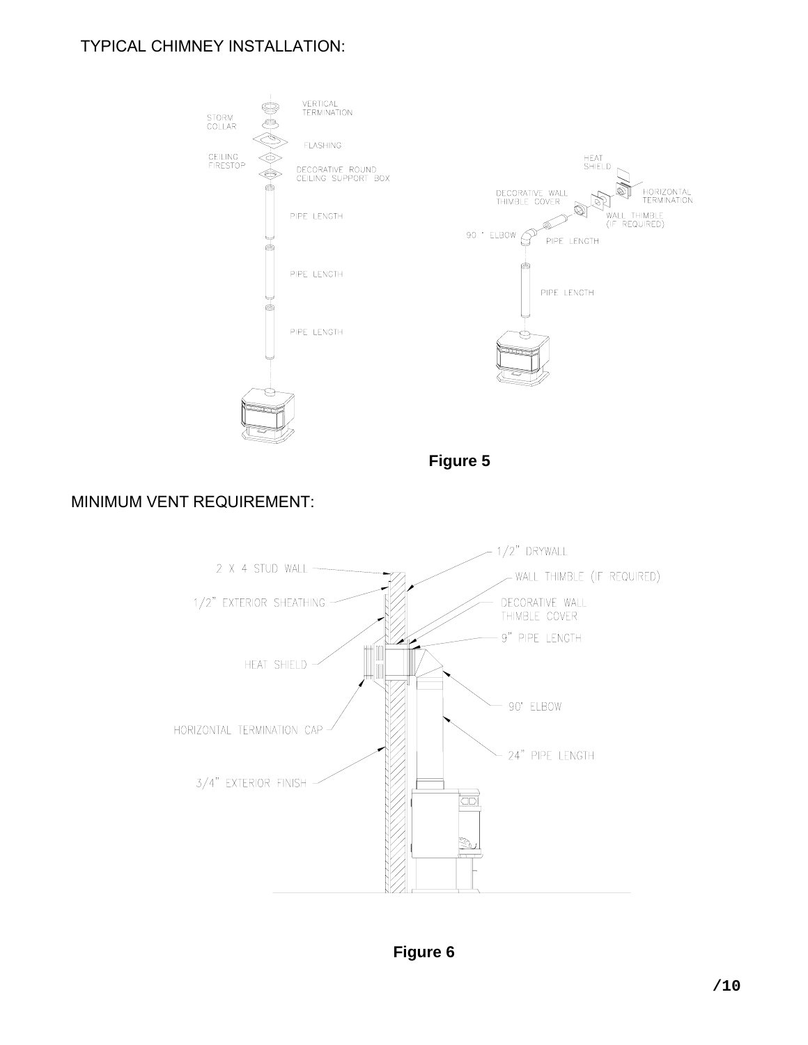TYPICAL CHIMNEY INSTALLATION:

VERTICAL TERMINATION

STORM COLLAR

FLASHING

CEILING FIRESTOP

DECORATIVE ROUND CEILING SUPPORT BOX

PIPE LENGTH

PIPE LENGTH

PIPE LENGTH

HEAT SHIELD

HORIZONTAL TERMINATION

DECORATIVE WALL THIMBLE COVER

WALL THIMBLE (IF REQUIRED)

90 ° ELBOW

PIPE LENGTH

PIPE LENGTH

**Figure 5**

MINIMUM VENT REQUIREMENT:

2 X 4 STUD WALL

1/2" EXTERIOR SHEATHING

HEAT SHIELD

HORIZONTAL TERMINATION CAP

3/4" EXTERIOR FINISH

1/2" DRYWALL

WALL THIMBLE (IF REQUIRED)

DECORATIVE WALL THIMBLE COVER

9" PIPE LENGTH

90° ELBOW

24" PIPE LENGTH

**Figure 6**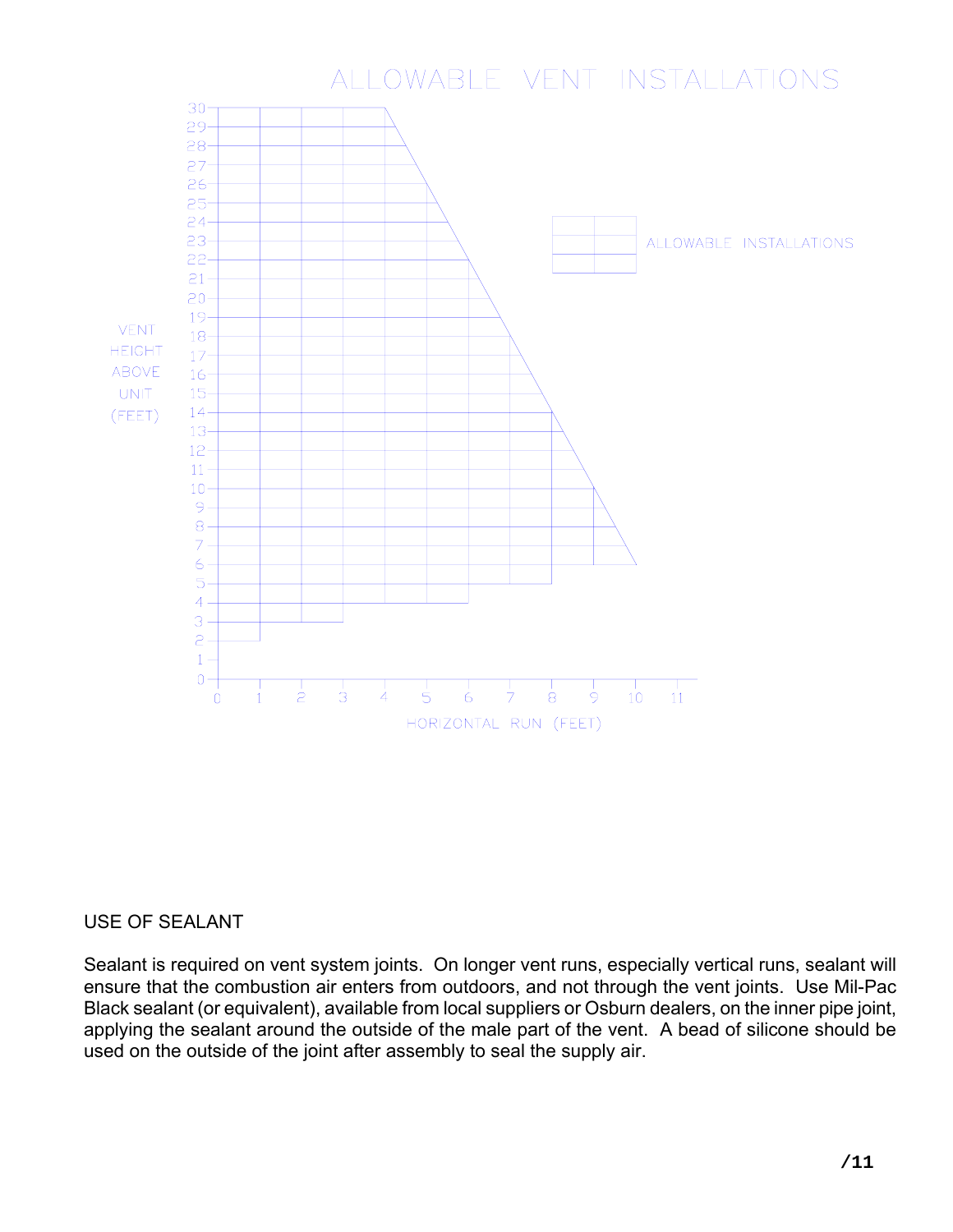## ALLOWABLE VENT INSTALLATIONS

VENT HEIGHT ABOVE UNIT (FEET)

HORIZONTAL RUN (FEET)

ALLOWABLE INSTALLATIONS

USE OF SEALANT

Sealant is required on vent system joints. On longer vent runs, especially vertical runs, sealant will ensure that the combustion air enters from outdoors, and not through the vent joints. Use Mil-Pac Black sealant (or equivalent), available from local suppliers or Osburn dealers, on the inner pipe joint, applying the sealant around the outside of the male part of the vent. A bead of silicone should be used on the outside of the joint after assembly to seal the supply air.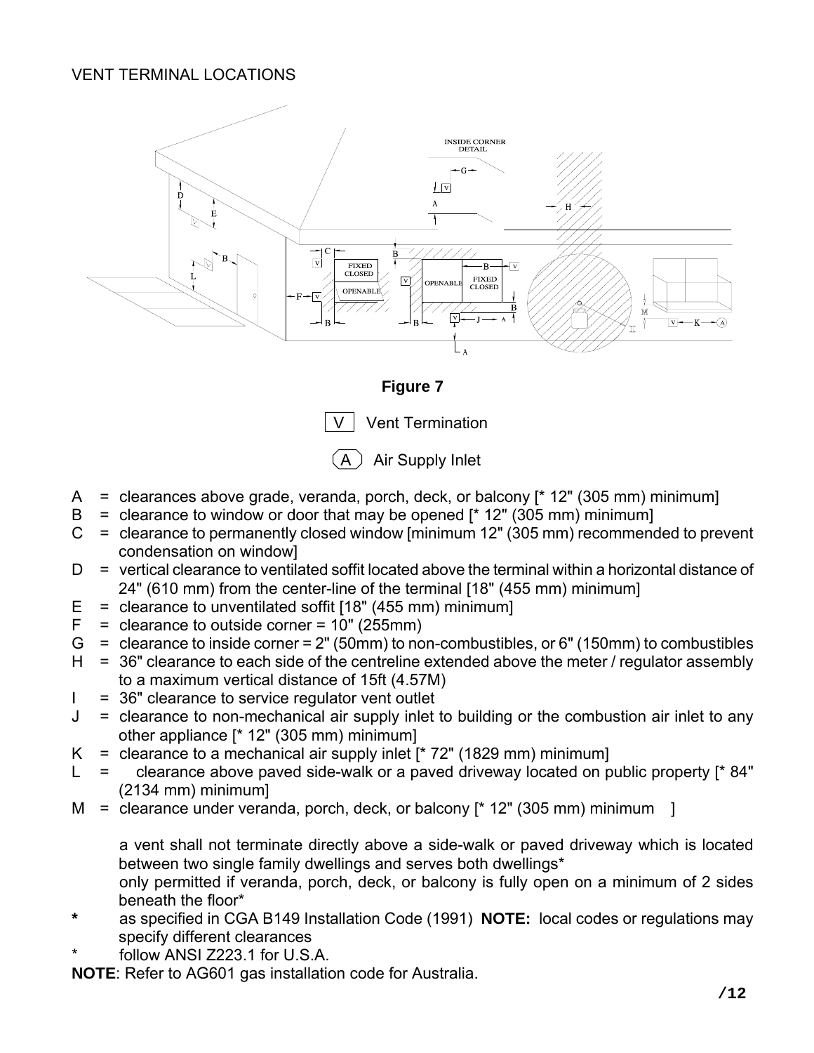VENT TERMINAL LOCATIONS

**Figure 7**

V Vent Termination

(A) Air Supply Inlet

A = clearances above grade, veranda, porch, deck, or balcony [* 12" (305 mm) minimum]
B = clearance to window or door that may be opened [* 12" (305 mm) minimum]
C = clearance to permanently closed window [minimum 12" (305 mm) recommended to prevent condensation on window]
D = vertical clearance to ventilated soffit located above the terminal within a horizontal distance of 24" (610 mm) from the center-line of the terminal [18" (455 mm) minimum]
E = clearance to unventilated soffit [18" (455 mm) minimum]
F = clearance to outside corner = 10" (255mm)
G = clearance to inside corner = 2" (50mm) to non-combustibles, or 6" (150mm) to combustibles
H = 36" clearance to each side of the centreline extended above the meter / regulator assembly to a maximum vertical distance of 15ft (4.57M)
I = 36" clearance to service regulator vent outlet
J = clearance to non-mechanical air supply inlet to building or the combustion air inlet to any other appliance [* 12" (305 mm) minimum]
K = clearance to a mechanical air supply inlet [* 72" (1829 mm) minimum]
L = clearance above paved side-walk or a paved driveway located on public property [* 84" (2134 mm) minimum]
M = clearance under veranda, porch, deck, or balcony [* 12" (305 mm) minimum ]

a vent shall not terminate directly above a side-walk or paved driveway which is located between two single family dwellings and serves both dwellings*

only permitted if veranda, porch, deck, or balcony is fully open on a minimum of 2 sides beneath the floor*

**\*** as specified in CGA B149 Installation Code (1991) **NOTE:** local codes or regulations may specify different clearances

\* follow ANSI Z223.1 for U.S.A.

**NOTE**: Refer to AG601 gas installation code for Australia.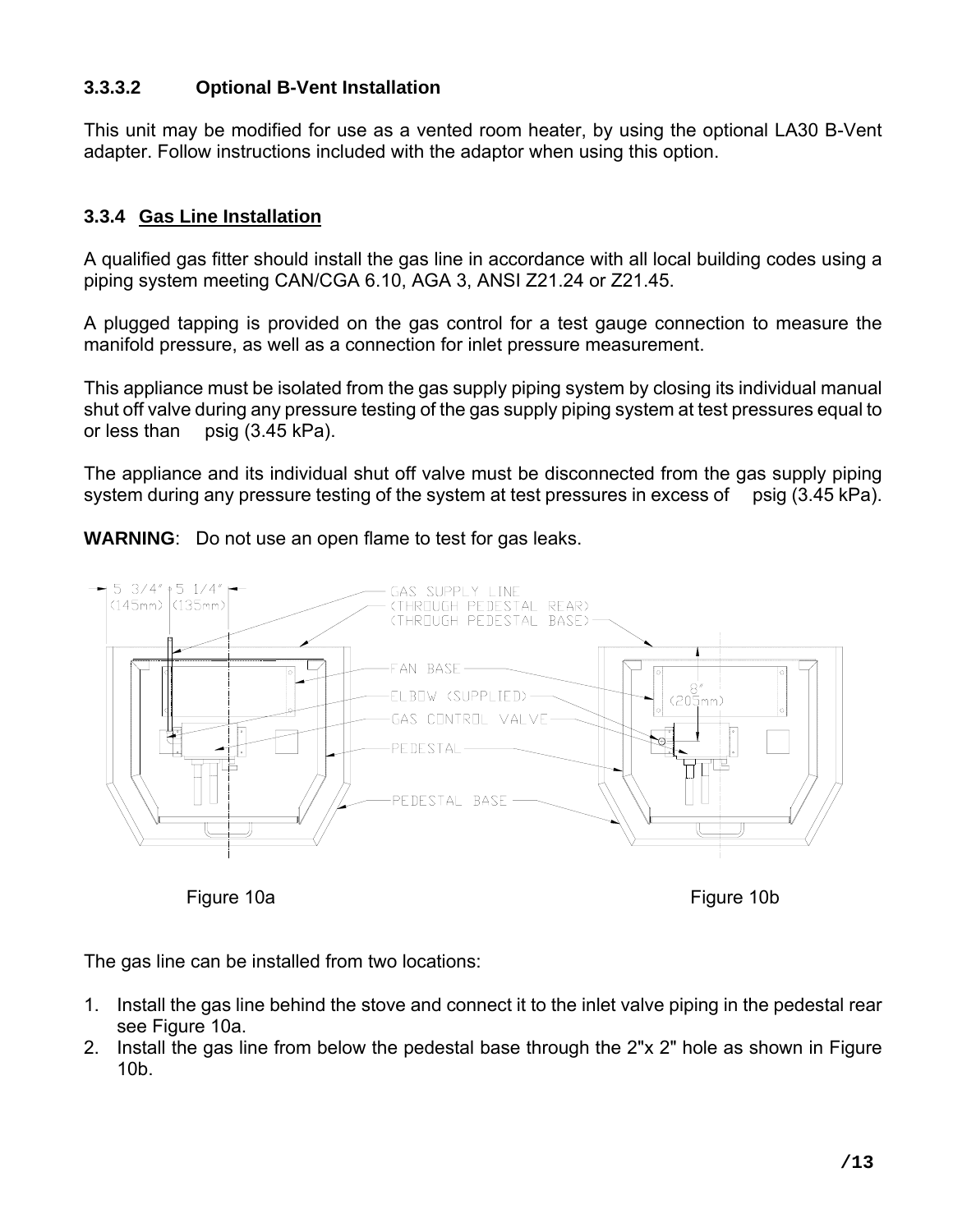### 3.3.3.2 Optional B-Vent Installation

This unit may be modified for use as a vented room heater, by using the optional LA30 B-Vent adapter. Follow instructions included with the adaptor when using this option.

### 3.3.4 Gas Line Installation

A qualified gas fitter should install the gas line in accordance with all local building codes using a piping system meeting CAN/CGA 6.10, AGA 3, ANSI Z21.24 or Z21.45.

A plugged tapping is provided on the gas control for a test gauge connection to measure the manifold pressure, as well as a connection for inlet pressure measurement.

This appliance must be isolated from the gas supply piping system by closing its individual manual shut off valve during any pressure testing of the gas supply piping system at test pressures equal to or less than psig (3.45 kPa).

The appliance and its individual shut off valve must be disconnected from the gas supply piping system during any pressure testing of the system at test pressures in excess of psig (3.45 kPa).

**WARNING**: Do not use an open flame to test for gas leaks.

5 3/4" (145mm) 5 1/4" (135mm)

GAS SUPPLY LINE (THROUGH PEDESTAL REAR) (THROUGH PEDESTAL BASE)

FAN BASE

ELBOW (SUPPLIED)

GAS CONTROL VALVE

PEDESTAL

PEDESTAL BASE

8" (205mm)

Figure 10a Figure 10b

The gas line can be installed from two locations:

1. Install the gas line behind the stove and connect it to the inlet valve piping in the pedestal rear see Figure 10a.
2. Install the gas line from below the pedestal base through the 2"x 2" hole as shown in Figure 10b.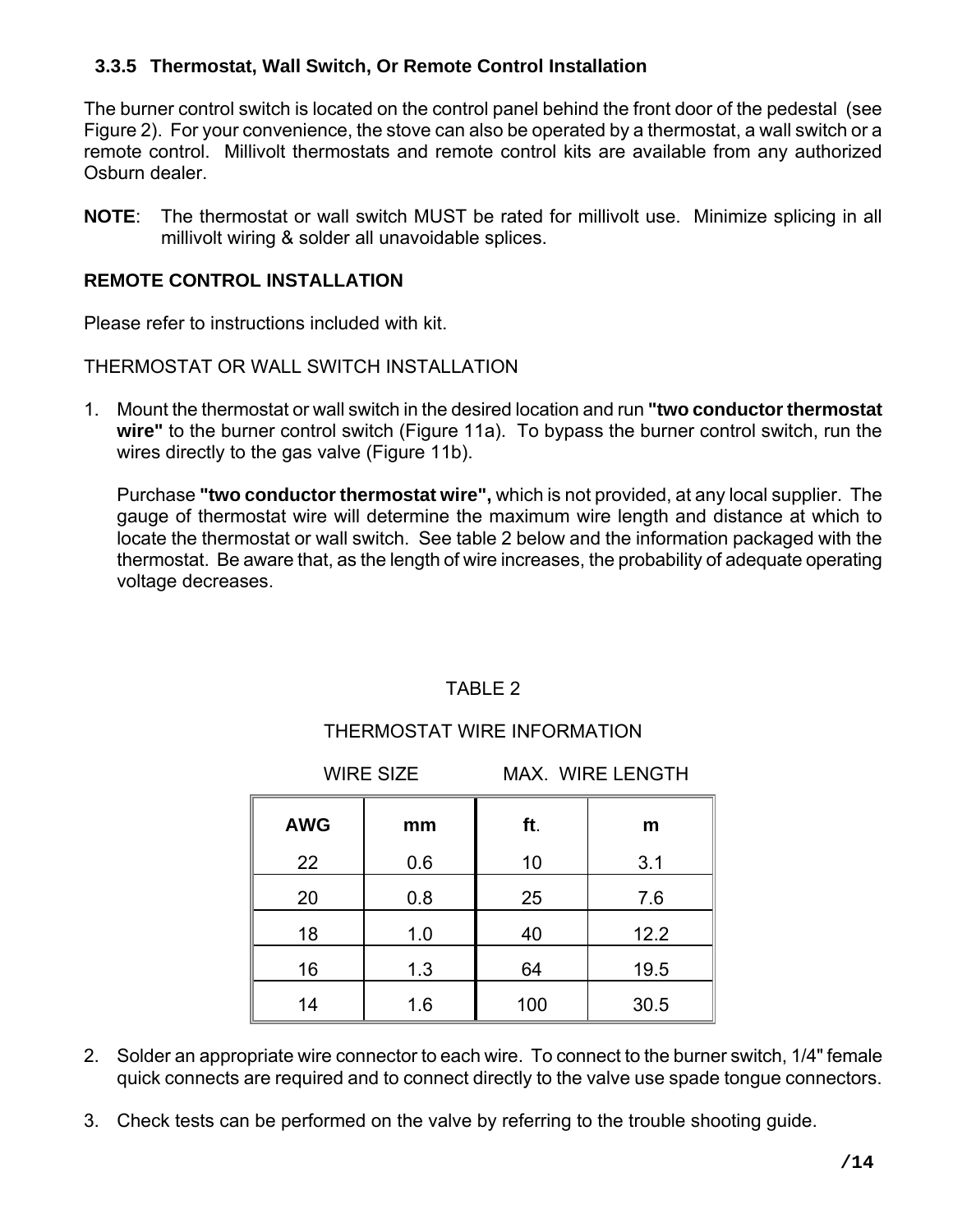### 3.3.5 Thermostat, Wall Switch, Or Remote Control Installation

The burner control switch is located on the control panel behind the front door of the pedestal (see Figure 2). For your convenience, the stove can also be operated by a thermostat, a wall switch or a remote control. Millivolt thermostats and remote control kits are available from any authorized Osburn dealer.

**NOTE**: The thermostat or wall switch MUST be rated for millivolt use. Minimize splicing in all millivolt wiring & solder all unavoidable splices.

**REMOTE CONTROL INSTALLATION**

Please refer to instructions included with kit.

THERMOSTAT OR WALL SWITCH INSTALLATION

1. Mount the thermostat or wall switch in the desired location and run **"two conductor thermostat wire"** to the burner control switch (Figure 11a). To bypass the burner control switch, run the wires directly to the gas valve (Figure 11b).

   Purchase **"two conductor thermostat wire",** which is not provided, at any local supplier. The gauge of thermostat wire will determine the maximum wire length and distance at which to locate the thermostat or wall switch. See table 2 below and the information packaged with the thermostat. Be aware that, as the length of wire increases, the probability of adequate operating voltage decreases.

TABLE 2

THERMOSTAT WIRE INFORMATION

| WIRE SIZE | | MAX. WIRE LENGTH | |
|---|---|---|---|
| **AWG** | **mm** | **ft.** | **m** |
| 22 | 0.6 | 10 | 3.1 |
| 20 | 0.8 | 25 | 7.6 |
| 18 | 1.0 | 40 | 12.2 |
| 16 | 1.3 | 64 | 19.5 |
| 14 | 1.6 | 100 | 30.5 |

2. Solder an appropriate wire connector to each wire. To connect to the burner switch, 1/4" female quick connects are required and to connect directly to the valve use spade tongue connectors.

3. Check tests can be performed on the valve by referring to the trouble shooting guide.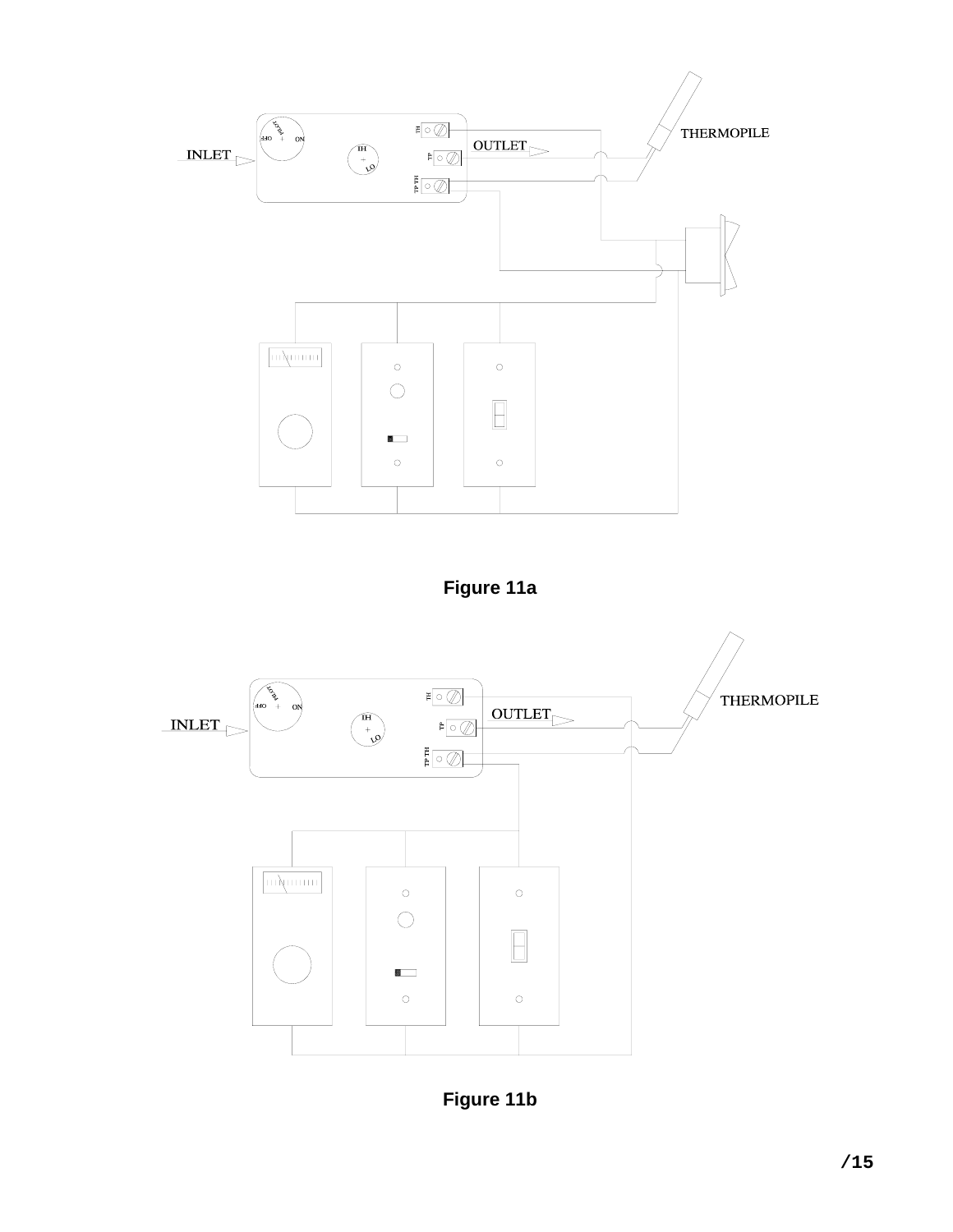INLET

OUTLET

THERMOPILE

Figure 11a

INLET

OUTLET

THERMOPILE

Figure 11b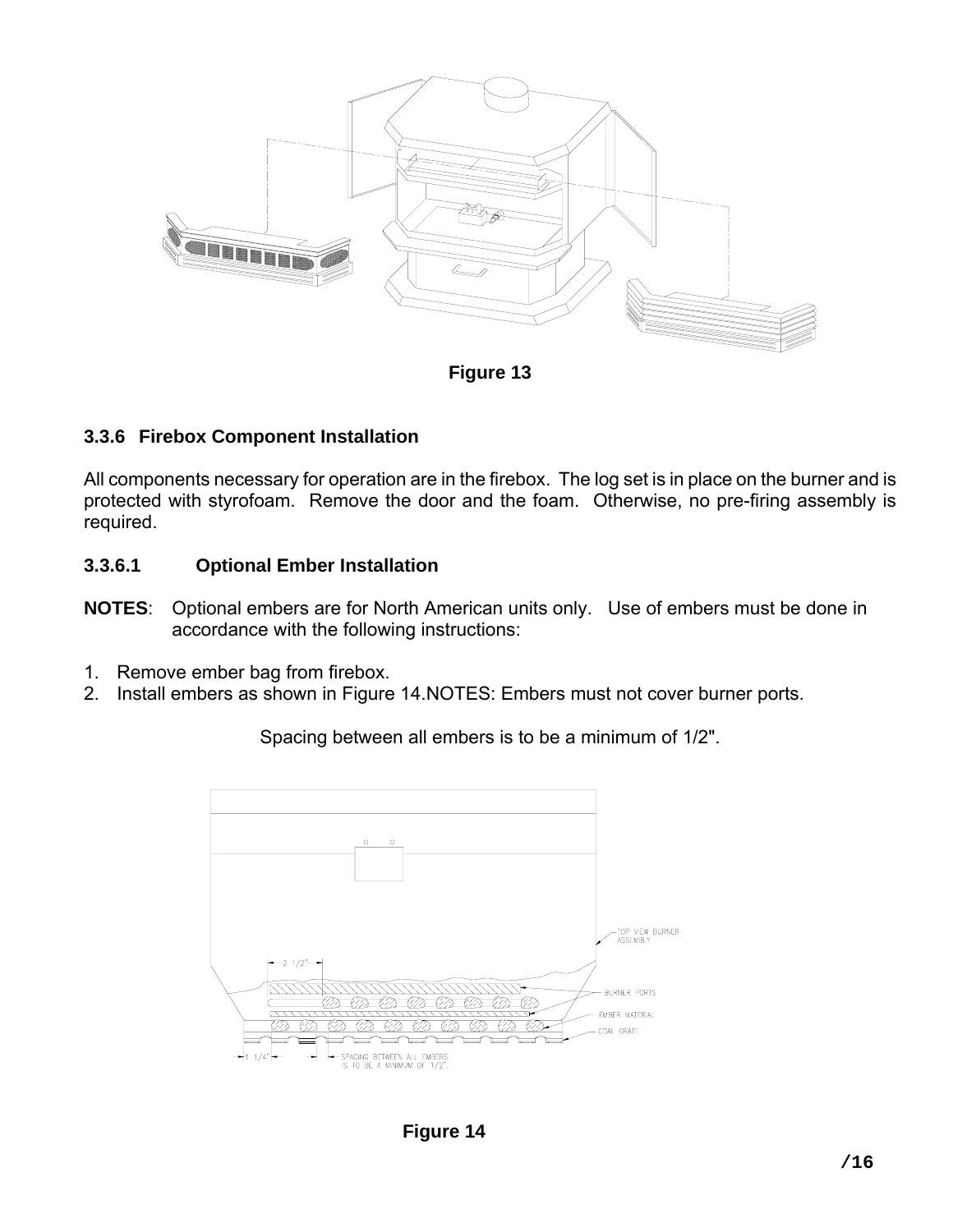Figure 13

### 3.3.6 Firebox Component Installation

All components necessary for operation are in the firebox. The log set is in place on the burner and is protected with styrofoam. Remove the door and the foam. Otherwise, no pre-firing assembly is required.

#### 3.3.6.1 Optional Ember Installation

**NOTES**: Optional embers are for North American units only. Use of embers must be done in accordance with the following instructions:

1. Remove ember bag from firebox.
2. Install embers as shown in Figure 14.NOTES: Embers must not cover burner ports.

   Spacing between all embers is to be a minimum of 1/2".

Figure 14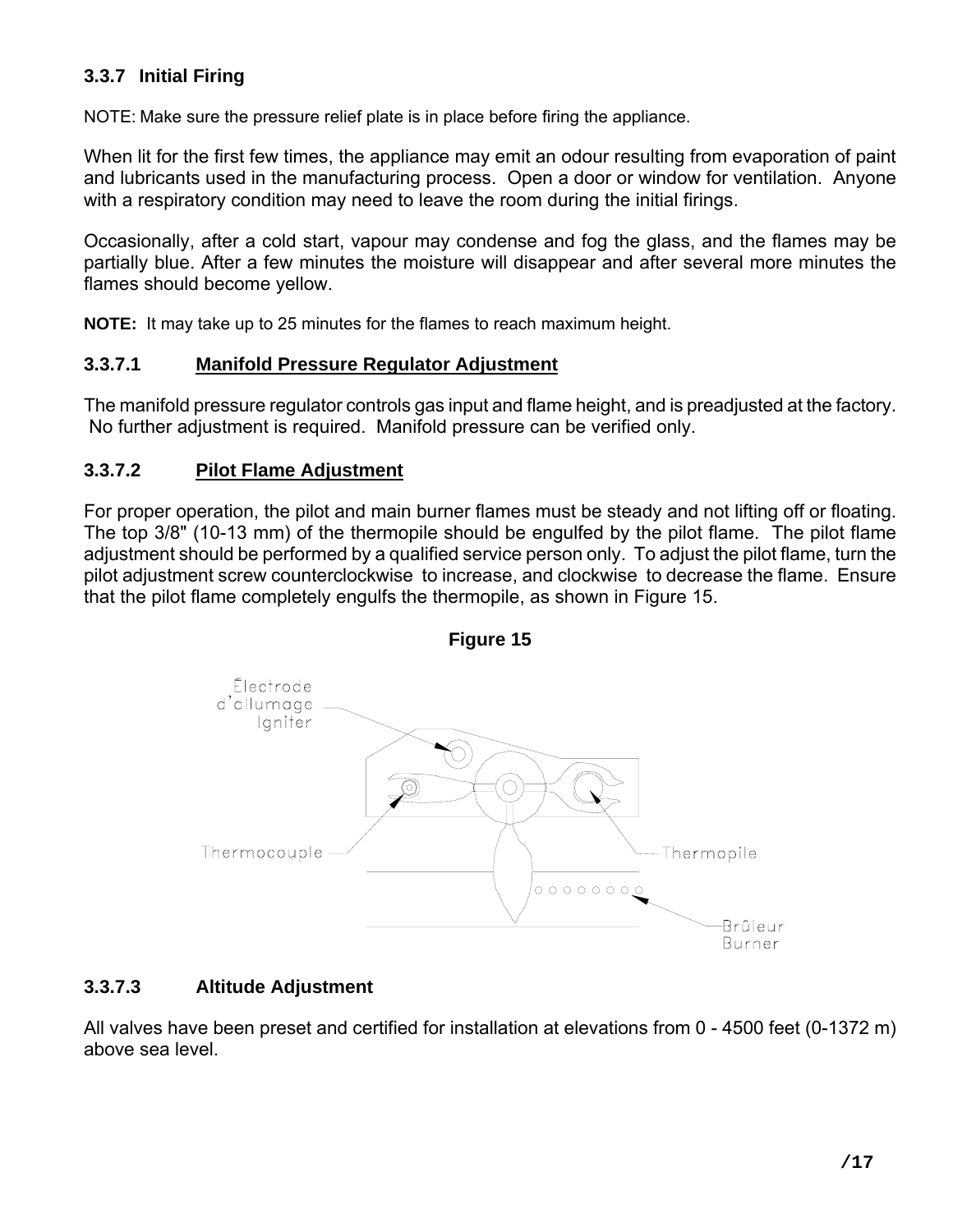### 3.3.7 Initial Firing

NOTE: Make sure the pressure relief plate is in place before firing the appliance.

When lit for the first few times, the appliance may emit an odour resulting from evaporation of paint and lubricants used in the manufacturing process. Open a door or window for ventilation. Anyone with a respiratory condition may need to leave the room during the initial firings.

Occasionally, after a cold start, vapour may condense and fog the glass, and the flames may be partially blue. After a few minutes the moisture will disappear and after several more minutes the flames should become yellow.

**NOTE:** It may take up to 25 minutes for the flames to reach maximum height.

#### 3.3.7.1 Manifold Pressure Regulator Adjustment

The manifold pressure regulator controls gas input and flame height, and is preadjusted at the factory. No further adjustment is required. Manifold pressure can be verified only.

#### 3.3.7.2 Pilot Flame Adjustment

For proper operation, the pilot and main burner flames must be steady and not lifting off or floating. The top 3/8" (10-13 mm) of the thermopile should be engulfed by the pilot flame. The pilot flame adjustment should be performed by a qualified service person only. To adjust the pilot flame, turn the pilot adjustment screw counterclockwise to increase, and clockwise to decrease the flame. Ensure that the pilot flame completely engulfs the thermopile, as shown in Figure 15.

**Figure 15**

Électrode d'allumage / Igniter

Thermocouple

Thermopile

Brûleur / Burner

#### 3.3.7.3 Altitude Adjustment

All valves have been preset and certified for installation at elevations from 0 - 4500 feet (0-1372 m) above sea level.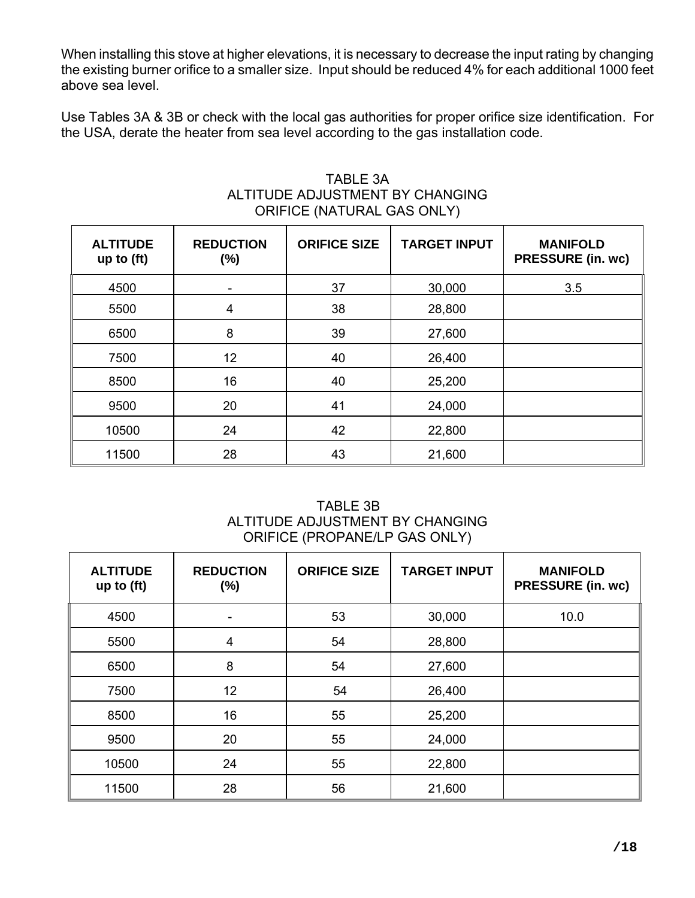When installing this stove at higher elevations, it is necessary to decrease the input rating by changing the existing burner orifice to a smaller size. Input should be reduced 4% for each additional 1000 feet above sea level.

Use Tables 3A & 3B or check with the local gas authorities for proper orifice size identification. For the USA, derate the heater from sea level according to the gas installation code.

TABLE 3A
ALTITUDE ADJUSTMENT BY CHANGING ORIFICE (NATURAL GAS ONLY)

| ALTITUDE up to (ft) | REDUCTION (%) | ORIFICE SIZE | TARGET INPUT | MANIFOLD PRESSURE (in. wc) |
|---|---|---|---|---|
| 4500 | - | 37 | 30,000 | 3.5 |
| 5500 | 4 | 38 | 28,800 | |
| 6500 | 8 | 39 | 27,600 | |
| 7500 | 12 | 40 | 26,400 | |
| 8500 | 16 | 40 | 25,200 | |
| 9500 | 20 | 41 | 24,000 | |
| 10500 | 24 | 42 | 22,800 | |
| 11500 | 28 | 43 | 21,600 | |

TABLE 3B
ALTITUDE ADJUSTMENT BY CHANGING ORIFICE (PROPANE/LP GAS ONLY)

| ALTITUDE up to (ft) | REDUCTION (%) | ORIFICE SIZE | TARGET INPUT | MANIFOLD PRESSURE (in. wc) |
|---|---|---|---|---|
| 4500 | - | 53 | 30,000 | 10.0 |
| 5500 | 4 | 54 | 28,800 | |
| 6500 | 8 | 54 | 27,600 | |
| 7500 | 12 | 54 | 26,400 | |
| 8500 | 16 | 55 | 25,200 | |
| 9500 | 20 | 55 | 24,000 | |
| 10500 | 24 | 55 | 22,800 | |
| 11500 | 28 | 56 | 21,600 | |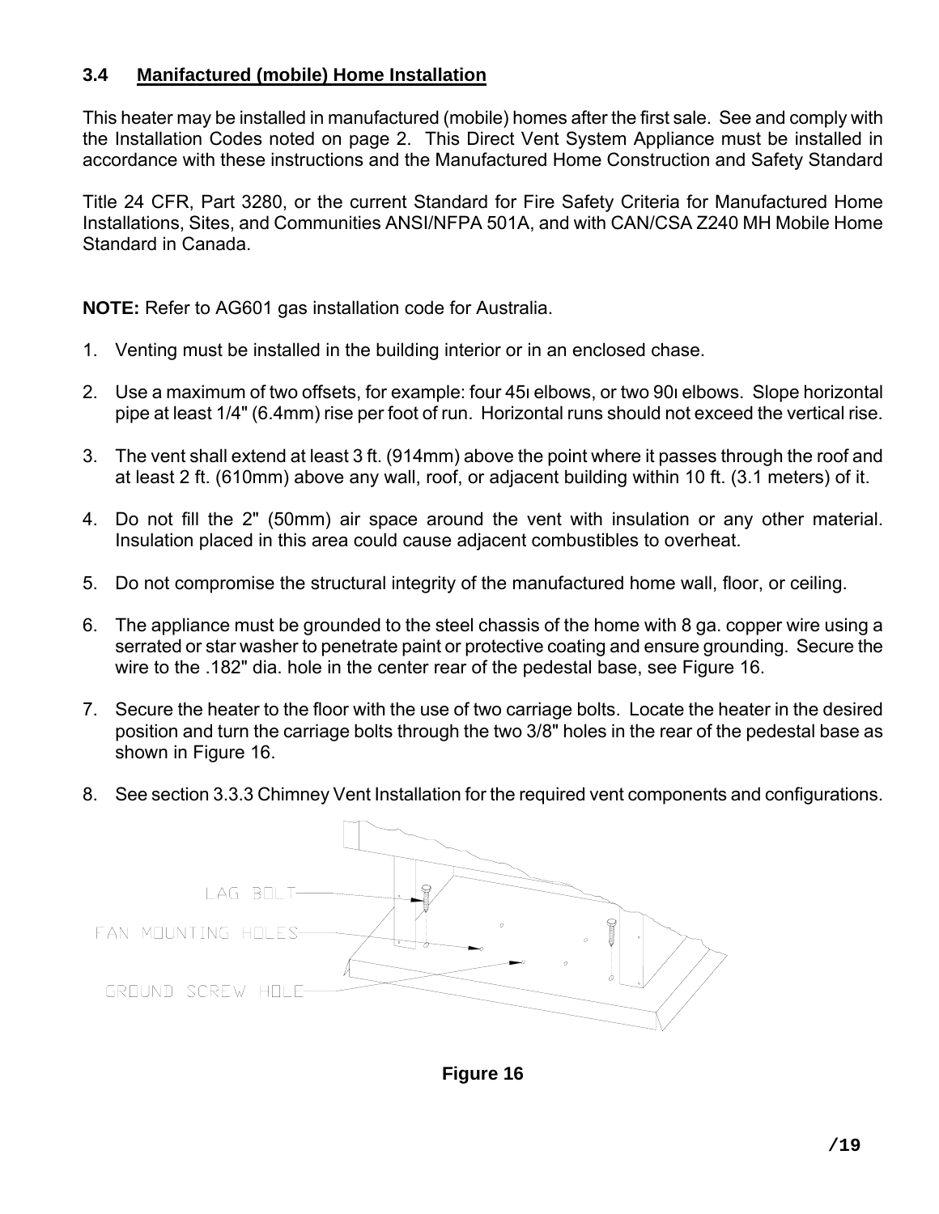### 3.4 Manifactured (mobile) Home Installation

This heater may be installed in manufactured (mobile) homes after the first sale. See and comply with the Installation Codes noted on page 2. This Direct Vent System Appliance must be installed in accordance with these instructions and the Manufactured Home Construction and Safety Standard

Title 24 CFR, Part 3280, or the current Standard for Fire Safety Criteria for Manufactured Home Installations, Sites, and Communities ANSI/NFPA 501A, and with CAN/CSA Z240 MH Mobile Home Standard in Canada.

**NOTE:** Refer to AG601 gas installation code for Australia.

1. Venting must be installed in the building interior or in an enclosed chase.
2. Use a maximum of two offsets, for example: four 45ı elbows, or two 90ı elbows. Slope horizontal pipe at least 1/4" (6.4mm) rise per foot of run. Horizontal runs should not exceed the vertical rise.
3. The vent shall extend at least 3 ft. (914mm) above the point where it passes through the roof and at least 2 ft. (610mm) above any wall, roof, or adjacent building within 10 ft. (3.1 meters) of it.
4. Do not fill the 2" (50mm) air space around the vent with insulation or any other material. Insulation placed in this area could cause adjacent combustibles to overheat.
5. Do not compromise the structural integrity of the manufactured home wall, floor, or ceiling.
6. The appliance must be grounded to the steel chassis of the home with 8 ga. copper wire using a serrated or star washer to penetrate paint or protective coating and ensure grounding. Secure the wire to the .182" dia. hole in the center rear of the pedestal base, see Figure 16.
7. Secure the heater to the floor with the use of two carriage bolts. Locate the heater in the desired position and turn the carriage bolts through the two 3/8" holes in the rear of the pedestal base as shown in Figure 16.
8. See section 3.3.3 Chimney Vent Installation for the required vent components and configurations.

LAG BOLT

FAN MOUNTING HOLES

GROUND SCREW HOLE

**Figure 16**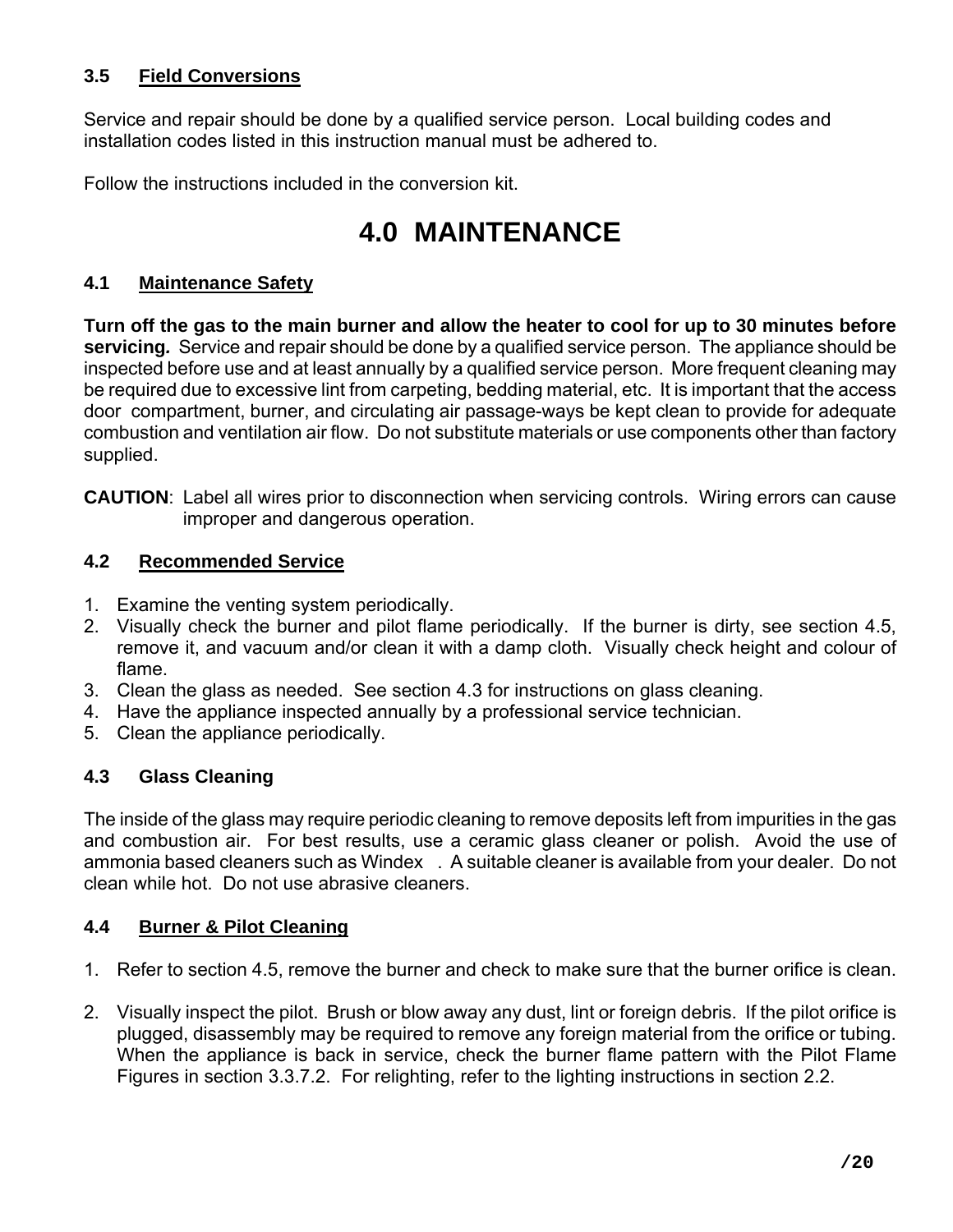### 3.5 Field Conversions

Service and repair should be done by a qualified service person. Local building codes and installation codes listed in this instruction manual must be adhered to.

Follow the instructions included in the conversion kit.

# 4.0 MAINTENANCE

### 4.1 Maintenance Safety

**Turn off the gas to the main burner and allow the heater to cool for up to 30 minutes before servicing.** Service and repair should be done by a qualified service person. The appliance should be inspected before use and at least annually by a qualified service person. More frequent cleaning may be required due to excessive lint from carpeting, bedding material, etc. It is important that the access door compartment, burner, and circulating air passage-ways be kept clean to provide for adequate combustion and ventilation air flow. Do not substitute materials or use components other than factory supplied.

**CAUTION**: Label all wires prior to disconnection when servicing controls. Wiring errors can cause improper and dangerous operation.

### 4.2 Recommended Service

1. Examine the venting system periodically.
2. Visually check the burner and pilot flame periodically. If the burner is dirty, see section 4.5, remove it, and vacuum and/or clean it with a damp cloth. Visually check height and colour of flame.
3. Clean the glass as needed. See section 4.3 for instructions on glass cleaning.
4. Have the appliance inspected annually by a professional service technician.
5. Clean the appliance periodically.

### 4.3 Glass Cleaning

The inside of the glass may require periodic cleaning to remove deposits left from impurities in the gas and combustion air. For best results, use a ceramic glass cleaner or polish. Avoid the use of ammonia based cleaners such as Windex . A suitable cleaner is available from your dealer. Do not clean while hot. Do not use abrasive cleaners.

### 4.4 Burner & Pilot Cleaning

1. Refer to section 4.5, remove the burner and check to make sure that the burner orifice is clean.

2. Visually inspect the pilot. Brush or blow away any dust, lint or foreign debris. If the pilot orifice is plugged, disassembly may be required to remove any foreign material from the orifice or tubing. When the appliance is back in service, check the burner flame pattern with the Pilot Flame Figures in section 3.3.7.2. For relighting, refer to the lighting instructions in section 2.2.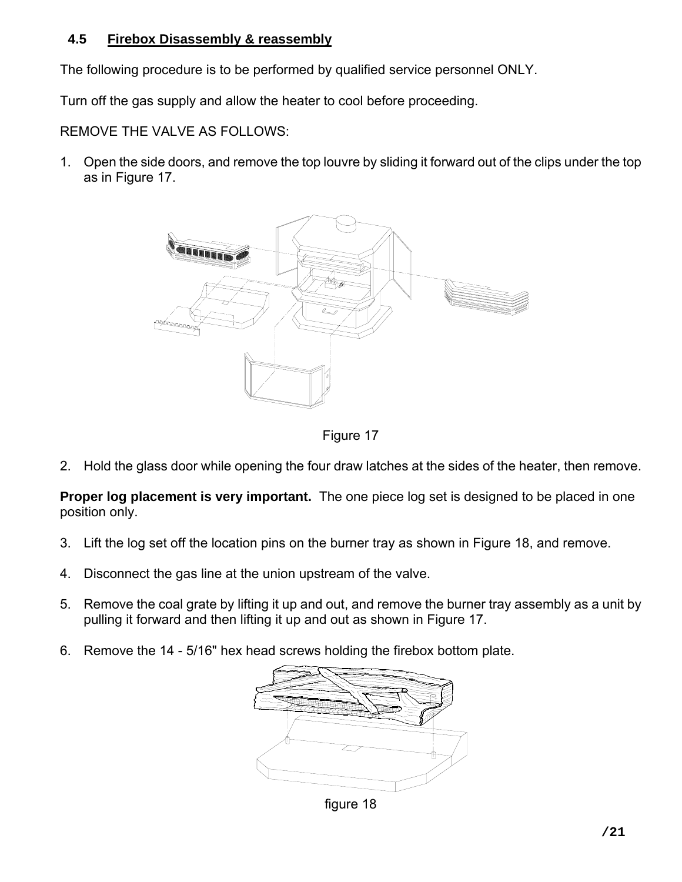## 4.5 Firebox Disassembly & reassembly

The following procedure is to be performed by qualified service personnel ONLY.

Turn off the gas supply and allow the heater to cool before proceeding.

REMOVE THE VALVE AS FOLLOWS:

1. Open the side doors, and remove the top louvre by sliding it forward out of the clips under the top as in Figure 17.

Figure 17

2. Hold the glass door while opening the four draw latches at the sides of the heater, then remove.

**Proper log placement is very important.** The one piece log set is designed to be placed in one position only.

3. Lift the log set off the location pins on the burner tray as shown in Figure 18, and remove.
4. Disconnect the gas line at the union upstream of the valve.
5. Remove the coal grate by lifting it up and out, and remove the burner tray assembly as a unit by pulling it forward and then lifting it up and out as shown in Figure 17.
6. Remove the 14 - 5/16" hex head screws holding the firebox bottom plate.

figure 18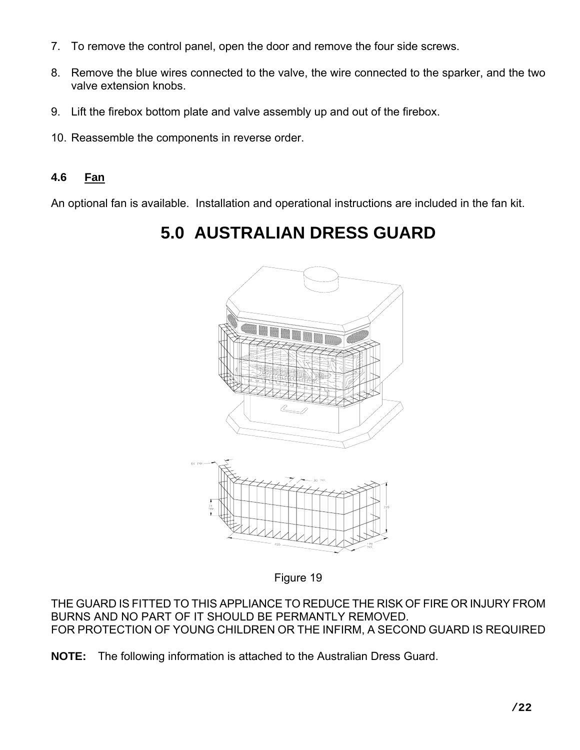7. To remove the control panel, open the door and remove the four side screws.

8. Remove the blue wires connected to the valve, the wire connected to the sparker, and the two valve extension knobs.

9. Lift the firebox bottom plate and valve assembly up and out of the firebox.

10. Reassemble the components in reverse order.

### 4.6 Fan

An optional fan is available. Installation and operational instructions are included in the fan kit.

# 5.0 AUSTRALIAN DRESS GUARD

Figure 19

THE GUARD IS FITTED TO THIS APPLIANCE TO REDUCE THE RISK OF FIRE OR INJURY FROM BURNS AND NO PART OF IT SHOULD BE PERMANTLY REMOVED.
FOR PROTECTION OF YOUNG CHILDREN OR THE INFIRM, A SECOND GUARD IS REQUIRED

**NOTE:** The following information is attached to the Australian Dress Guard.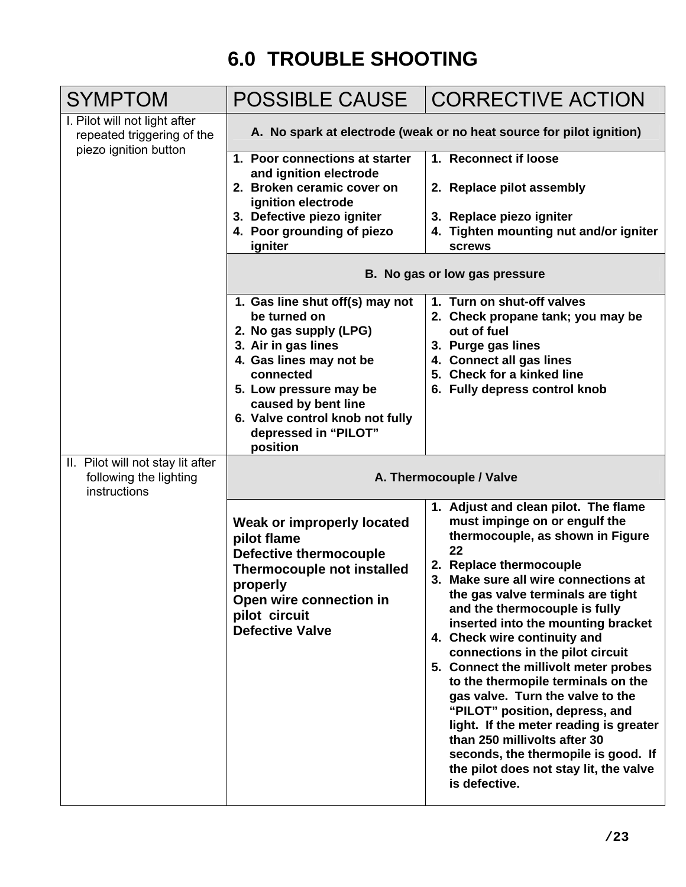# 6.0 TROUBLE SHOOTING

| SYMPTOM | POSSIBLE CAUSE | CORRECTIVE ACTION |
|---|---|---|
| I. Pilot will not light after repeated triggering of the piezo ignition button | **A. No spark at electrode (weak or no heat source for pilot ignition)** | |
| | **1. Poor connections at starter and ignition electrode**<br>**2. Broken ceramic cover on ignition electrode**<br>**3. Defective piezo igniter**<br>**4. Poor grounding of piezo igniter** | **1. Reconnect if loose**<br>**2. Replace pilot assembly**<br>**3. Replace piezo igniter**<br>**4. Tighten mounting nut and/or igniter screws** |
| | **B. No gas or low gas pressure** | |
| | **1. Gas line shut off(s) may not be turned on**<br>**2. No gas supply (LPG)**<br>**3. Air in gas lines**<br>**4. Gas lines may not be connected**<br>**5. Low pressure may be caused by bent line**<br>**6. Valve control knob not fully depressed in "PILOT" position** | **1. Turn on shut-off valves**<br>**2. Check propane tank; you may be out of fuel**<br>**3. Purge gas lines**<br>**4. Connect all gas lines**<br>**5. Check for a kinked line**<br>**6. Fully depress control knob** |
| II. Pilot will not stay lit after following the lighting instructions | **A. Thermocouple / Valve** | |
| | **Weak or improperly located pilot flame**<br>**Defective thermocouple**<br>**Thermocouple not installed properly**<br>**Open wire connection in pilot circuit**<br>**Defective Valve** | **1. Adjust and clean pilot. The flame must impinge on or engulf the thermocouple, as shown in Figure 22**<br>**2. Replace thermocouple**<br>**3. Make sure all wire connections at the gas valve terminals are tight and the thermocouple is fully inserted into the mounting bracket**<br>**4. Check wire continuity and connections in the pilot circuit**<br>**5. Connect the millivolt meter probes to the thermopile terminals on the gas valve. Turn the valve to the "PILOT" position, depress, and light. If the meter reading is greater than 250 millivolts after 30 seconds, the thermopile is good. If the pilot does not stay lit, the valve is defective.** |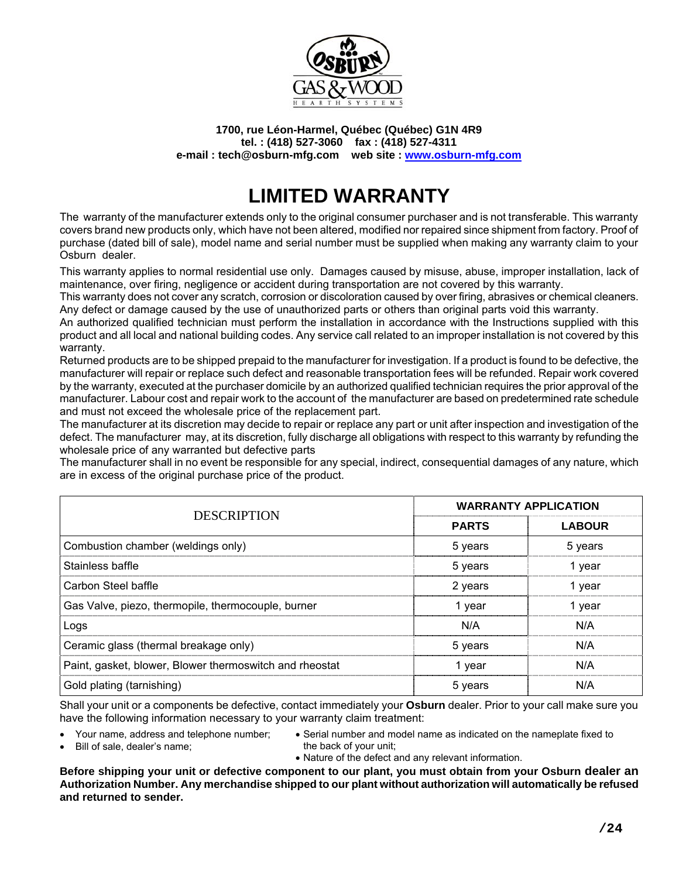1700, rue Léon-Harmel, Québec (Québec) G1N 4R9
tel. : (418) 527-3060 fax : (418) 527-4311
e-mail : tech@osburn-mfg.com web site : www.osburn-mfg.com

# LIMITED WARRANTY

The warranty of the manufacturer extends only to the original consumer purchaser and is not transferable. This warranty covers brand new products only, which have not been altered, modified nor repaired since shipment from factory. Proof of purchase (dated bill of sale), model name and serial number must be supplied when making any warranty claim to your Osburn dealer.

This warranty applies to normal residential use only. Damages caused by misuse, abuse, improper installation, lack of maintenance, over firing, negligence or accident during transportation are not covered by this warranty.
This warranty does not cover any scratch, corrosion or discoloration caused by over firing, abrasives or chemical cleaners. Any defect or damage caused by the use of unauthorized parts or others than original parts void this warranty.
An authorized qualified technician must perform the installation in accordance with the Instructions supplied with this product and all local and national building codes. Any service call related to an improper installation is not covered by this warranty.
Returned products are to be shipped prepaid to the manufacturer for investigation. If a product is found to be defective, the manufacturer will repair or replace such defect and reasonable transportation fees will be refunded. Repair work covered by the warranty, executed at the purchaser domicile by an authorized qualified technician requires the prior approval of the manufacturer. Labour cost and repair work to the account of the manufacturer are based on predetermined rate schedule and must not exceed the wholesale price of the replacement part.
The manufacturer at its discretion may decide to repair or replace any part or unit after inspection and investigation of the defect. The manufacturer may, at its discretion, fully discharge all obligations with respect to this warranty by refunding the wholesale price of any warranted but defective parts
The manufacturer shall in no event be responsible for any special, indirect, consequential damages of any nature, which are in excess of the original purchase price of the product.

| DESCRIPTION | WARRANTY APPLICATION | |
|---|---|---|
| | **PARTS** | **LABOUR** |
| Combustion chamber (weldings only) | 5 years | 5 years |
| Stainless baffle | 5 years | 1 year |
| Carbon Steel baffle | 2 years | 1 year |
| Gas Valve, piezo, thermopile, thermocouple, burner | 1 year | 1 year |
| Logs | N/A | N/A |
| Ceramic glass (thermal breakage only) | 5 years | N/A |
| Paint, gasket, blower, Blower thermoswitch and rheostat | 1 year | N/A |
| Gold plating (tarnishing) | 5 years | N/A |

Shall your unit or a components be defective, contact immediately your **Osburn** dealer. Prior to your call make sure you have the following information necessary to your warranty claim treatment:

- Your name, address and telephone number;
- Bill of sale, dealer's name;
- Serial number and model name as indicated on the nameplate fixed to the back of your unit;
- Nature of the defect and any relevant information.

**Before shipping your unit or defective component to our plant, you must obtain from your Osburn dealer an Authorization Number. Any merchandise shipped to our plant without authorization will automatically be refused and returned to sender.**